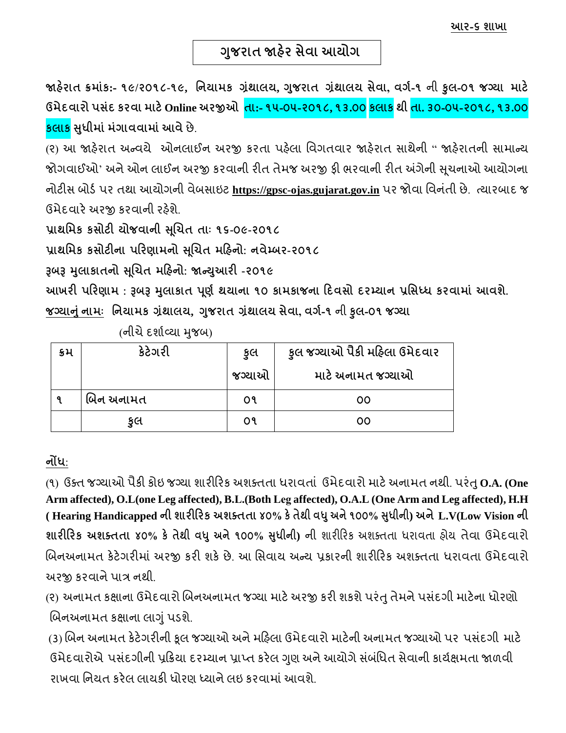આર-૬ શાખા

# ગુજરાત જાહેર સેવા આયોગ

**જાહેરાત ક્રમાંકઃ- ૧૯/૨૦૧૮-૧૯, નિયામક ગ્રંથાલય, ગુજરાત ગ્રંથાલય સેવા, વર્ગ-૧ ની કુલ-૦૧ જગ્યા માટે ઉમેદવારો પસંદ કરવા માટે Online અરજીઓ તા:- ૧૫-૦૫-૨૦૧૮, ૧૩.૦૦ કલાક થી તા. ૩૦-૦૫-૨૦૧૮, ૧૩.૦૦ કલાક સુધીમાં** મંગાવવામાં આવે છે.

(૨) આ જાહેરાત અન્વયે ઓનલાઈન અરજી કરતા પહેલા વિગતવાર જાહેરાત સાથેની " જાહેરાતની સામાન્ય જોગવાઈઓ' અને ઓન લાઈન અરજી કરવાની રીત તેમજ અરજી ફી ભરવાની રીત અંગેની સૂચનાઓ આયોગના નોટીસ બોર્ડ પર તથા આયોગની વેબસાઇટ **https://gpsc-ojas.gujarat.gov.in** પર જોવા વિનંતી છે. ત્યારબાદ જ ઉમેદવારે અરજી કરવાની રહેશે.

**પ્રાથમિક કસોટી યોજવાની સૂચિત તાઃ ૧૬-૦૯-૨૦૧૮**

**પ્રાથમિક કસોટીના પરિણામનો સૂચિત મહિનો: નવેમ્બર-૨૦૧૮**

**રૂબરૂ મુલાકાતનો સૂચિત મહિનો: જાન્યુઆરી -૨૦૧૯**

**આખરી પરિણામ : રૂબરૂ મુલાકાત પૂર્ણ થયાના ૧૦ કામકાજના દિવસો દરમ્યાન પ્રસિધ્ધ કરવામાં આવશે.**

**જગ્યાનું નામઃ નિયામક ગ્રંથાલય, ગુજરાત ગ્રંથાલય સેવા, વર્ગ-૧ ની કુલ-૦૧ જગ્યા**

(નીચે દર્શાવ્યા મુજબ)

| ક્રમ | કેટેગરી | કુલ જગ્યાઓ | કુલ જગ્યાઓ પૈકી મહિલા ઉમેદવાર માટે અનામત જગ્યાઓ |
|---|---|---|---|
| ૧ | બિન અનામત | ૦૧ | ૦૦ |
| | કુલ | ૦૧ | ૦૦ |

**નોંધ:**

(૧) ઉક્ત જગ્યાઓ પૈકી કોઇ જગ્યા શારીરિક અશક્તતા ધરાવતાં ઉમેદવારો માટે અનામત નથી. પરંતુ **O.A. (One Arm affected), O.L(one Leg affected), B.L.(Both Leg affected), O.A.L (One Arm and Leg affected), H.H ( Hearing Handicapped ની શારીરિક અશક્તતા ૪૦% કે તેથી વધુ અને ૧૦૦% સુધીની) અને L.V(Low Vision ની શારીરિક અશક્તતા ૪૦% કે તેથી વધુ અને ૧૦૦% સુધીની)** ની શારીરિક અશક્તતા ધરાવતા હોય તેવા ઉમેદવારો બિનઅનામત કેટેગરીમાં અરજી કરી શકે છે. આ સિવાય અન્ય પ્રકારની શારીરિક અશક્તતા ધરાવતા ઉમેદવારો અરજી કરવાને પાત્ર નથી.

(૨) અનામત કક્ષાના ઉમેદવારો બિનઅનામત જગ્યા માટે અરજી કરી શકશે પરંતુ તેમને પસંદગી માટેના ધોરણો બિનઅનામત કક્ષાના લાગું પડશે.

(3) બિન અનામત કેટેગરીની કૂલ જગ્યાઓ અને મહિલા ઉમેદવારો માટેની અનામત જગ્યાઓ પર પસંદગી માટે ઉમેદવારોએ પસંદગીની પ્રક્રિયા દરમ્યાન પ્રાપ્ત કરેલ ગુણ અને આયોગે સંબંધિત સેવાની કાર્યક્ષમતા જાળવી રાખવા નિયત કરેલ લાયકી ધોરણ ધ્યાને લઇ કરવામાં આવશે.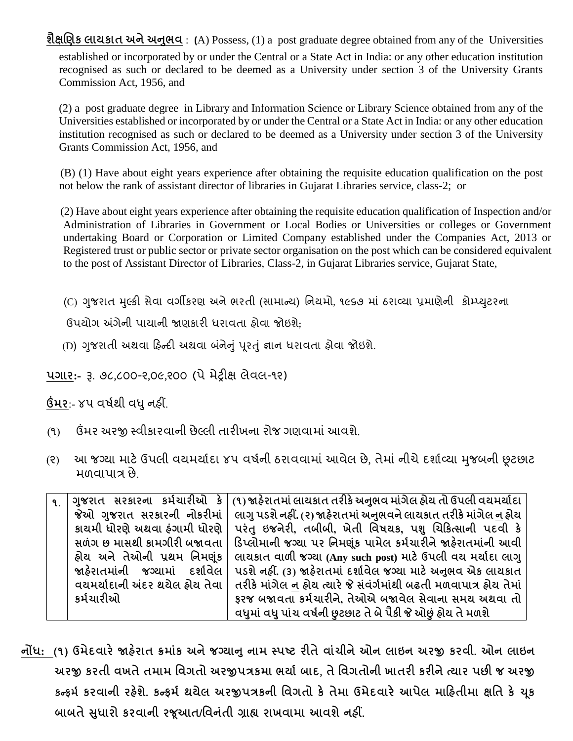**<u>શૈક્ષણિક લાયકાત અને અનુભવ</u>** : (A) Possess, (1) a post graduate degree obtained from any of the Universities established or incorporated by or under the Central or a State Act in India: or any other education institution recognised as such or declared to be deemed as a University under section 3 of the University Grants Commission Act, 1956, and

(2) a post graduate degree in Library and Information Science or Library Science obtained from any of the Universities established or incorporated by or under the Central or a State Act in India: or any other education institution recognised as such or declared to be deemed as a University under section 3 of the University Grants Commission Act, 1956, and

(B) (1) Have about eight years experience after obtaining the requisite education qualification on the post not below the rank of assistant director of libraries in Gujarat Libraries service, class-2; or

(2) Have about eight years experience after obtaining the requisite education qualification of Inspection and/or Administration of Libraries in Government or Local Bodies or Universities or colleges or Government undertaking Board or Corporation or Limited Company established under the Companies Act, 2013 or Registered trust or public sector or private sector organisation on the post which can be considered equivalent to the post of Assistant Director of Libraries, Class-2, in Gujarat Libraries service, Gujarat State,

(C) ગુજરાત મુલ્કી સેવા વર્ગીકરણ અને ભરતી (સામાન્ય) નિયમો, ૧૯૬૭ માં ઠરાવ્યા પ્રમાણેની કોમ્પ્યુટરના ઉપયોગ અંગેની પાયાની જાણકારી ધરાવતા હોવા જોઇશે;

(D) ગુજરાતી અથવા હિન્દી અથવા બંનેનું પૂરતું જ્ઞાન ધરાવતા હોવા જોઇશે.

**<u>પગાર</u>:-** રૂ. ૭૮,૮૦૦-૨,૦૯,૨૦૦ (પે મેટ્રીક્ષ લેવલ-૧૨)

**<u>ઉંમર</u>**:- ૪૫ વર્ષથી વધુ નહીં.

(૧) ઉંમર અરજી સ્વીકારવાની છેલ્લી તારીખના રોજ ગણવામાં આવશે.

(૨) આ જગ્યા માટે ઉપલી વયમર્યાદા ૪૫ વર્ષની ઠરાવવામાં આવેલ છે, તેમાં નીચે દર્શાવ્યા મુજબની છૂટછાટ મળવાપાત્ર છે.

| ૧. | ગુજરાત સરકારના કર્મચારીઓ કે જેઓ ગુજરાત સરકારની નોકરીમાં કાયમી ધોરણે અથવા હંગામી ધોરણે સળંગ છ માસથી કામગીરી બજાવતા હોય અને તેઓની પ્રથમ નિમણૂંક જાહેરાતમાંની જગ્યામાં દર્શાવેલ વયમર્યાદાની અંદર થયેલ હોય તેવા કર્મચારીઓ | **(૧) જાહેરાતમાં લાયકાત તરીકે અનુભવ માંગેલ હોય તો ઉપલી વયમર્યાદા લાગુ પડશે નહીં. (૨) જાહેરાતમાં અનુભવને લાયકાત તરીકે માંગેલ <u>ન</u> હોય પરંતુ ઇજનેરી, તબીબી, ખેતી વિષયક, પશુ ચિકિત્સાની પદવી કે ડિપ્લોમાની જગ્યા પર નિમણૂંક પામેલ કર્મચારીને જાહેરાતમાંની આવી લાયકાત વાળી જગ્યા (Any such post) માટે ઉપલી વય મર્યાદા લાગુ પડશે નહીં. (૩) જાહેરાતમાં દર્શાવેલ જગ્યા માટે અનુભવ એક લાયકાત તરીકે માંગેલ <u>ન</u> હોય ત્યારે જે સંવર્ગમાંથી બઢતી મળવાપાત્ર હોય તેમાં ફરજ બજાવતા કર્મચારીને, તેઓએ બજાવેલ સેવાના સમય અથવા તો વધુમાં વધુ પાંચ વર્ષની છુટછાટ તે બે પૈકી જે ઓછું હોય તે મળશે** |
|---|---|---|

**<u>નોંધ:</u> (૧) ઉમેદવારે જાહેરાત ક્રમાંક અને જગ્યાનુ નામ સ્પષ્ટ રીતે વાંચીને ઓન લાઇન અરજી કરવી. ઓન લાઇન અરજી કરતી વખતે તમામ વિગતો અરજીપત્રકમા ભર્યા બાદ, તે વિગતોની ખાતરી કરીને ત્યાર પછી જ અરજી કન્ફર્મ કરવાની રહેશે. કન્ફર્મ થયેલ અરજીપત્રકની વિગતો કે તેમા ઉમેદવારે આપેલ માહિતીમા ક્ષતિ કે ચૂક બાબતે સુધારો કરવાની રજૂઆત/વિનંતી ગ્રાહ્ય રાખવામા આવશે નહીં.**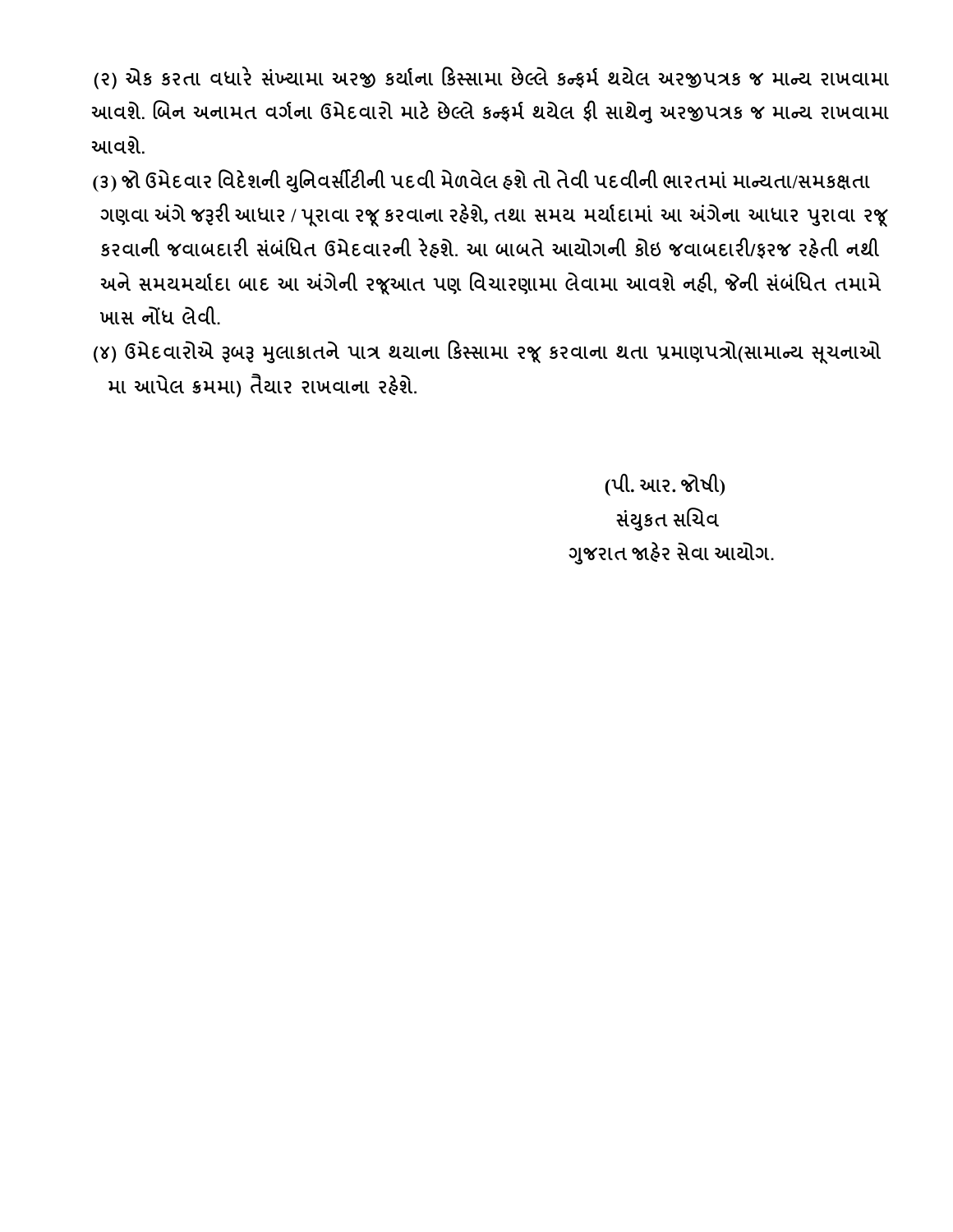(૨) એક કરતા વધારે સંખ્યામા અરજી કર્યાના કિસ્સામા છેલ્લે કન્ફર્મ થયેલ અરજીપત્રક જ માન્ય રાખવામા આવશે. બિન અનામત વર્ગના ઉમેદવારો માટે છેલ્લે કન્ફર્મ થયેલ ફી સાથેનુ અરજીપત્રક જ માન્ય રાખવામા આવશે.

(૩) જો ઉમેદવાર વિદેશની યુનિવર્સીટીની પદવી મેળવેલ હશે તો તેવી પદવીની ભારતમાં માન્યતા/સમકક્ષતા ગણવા અંગે જરૂરી આધાર / પૂરાવા રજૂ કરવાના રહેશે, તથા સમય મર્યાદામાં આ અંગેના આધાર પુરાવા રજૂ કરવાની જવાબદારી સંબંધિત ઉમેદવારની રેહશે. આ બાબતે આયોગની કોઇ જવાબદારી/ફરજ રહેતી નથી અને સમયમર્યાદા બાદ આ અંગેની રજૂઆત પણ વિચારણામા લેવામા આવશે નહી, જેની સંબંધિત તમામે ખાસ નોંધ લેવી.

(૪) ઉમેદવારોએ રૂબરૂ મુલાકાતને પાત્ર થયાના કિસ્સામા રજૂ કરવાના થતા પ્રમાણપત્રો(સામાન્ય સૂચનાઓ મા આપેલ ક્રમમા) તૈયાર રાખવાના રહેશે.

(પી. આર. જોષી)
સંયુકત સચિવ
ગુજરાત જાહેર સેવા આયોગ.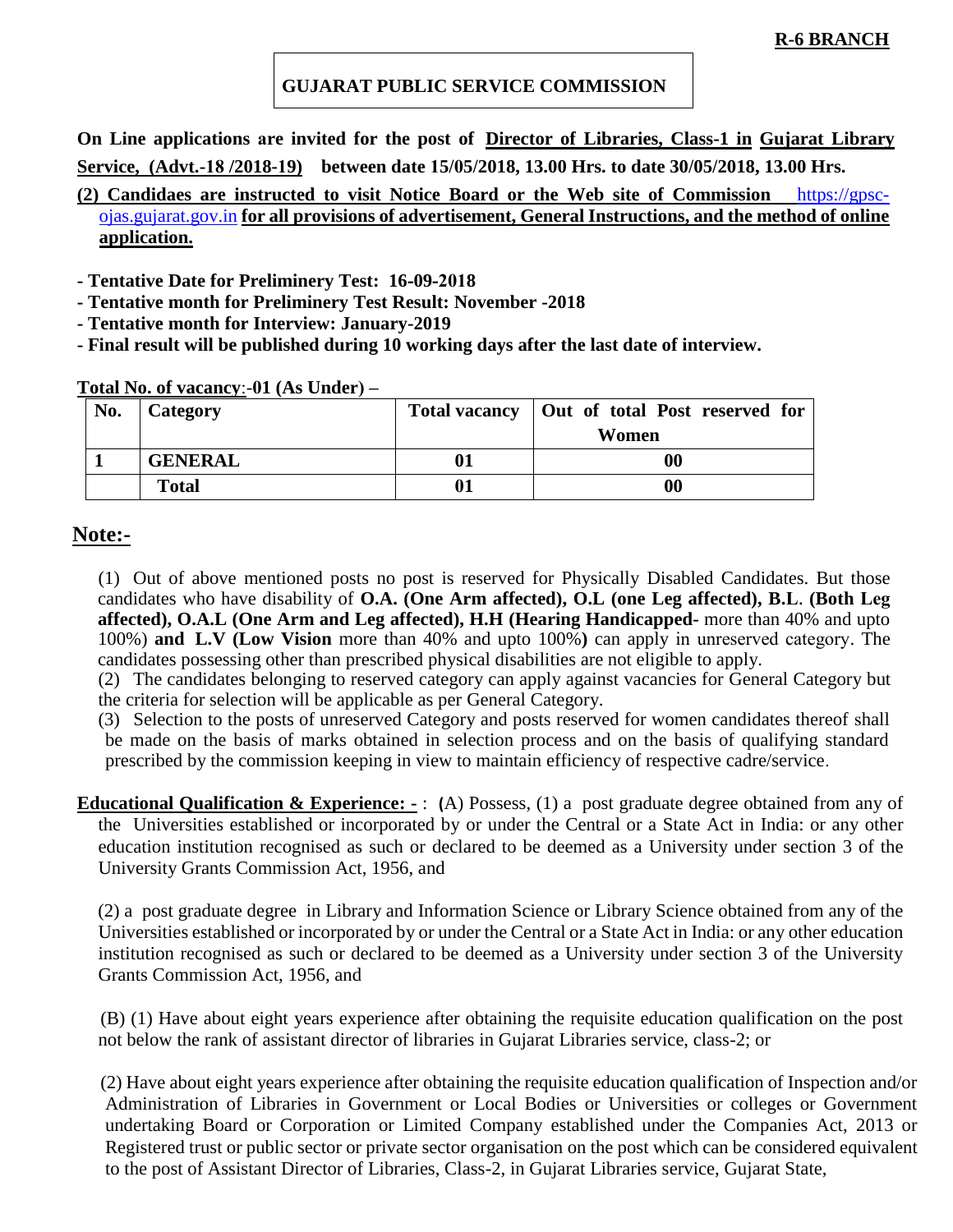**R-6 BRANCH**

# GUJARAT PUBLIC SERVICE COMMISSION

**On Line applications are invited for the post of Director of Libraries, Class-1 in Gujarat Library Service, (Advt.-18 /2018-19) between date 15/05/2018, 13.00 Hrs. to date 30/05/2018, 13.00 Hrs.**

**(2) Candidaes are instructed to visit Notice Board or the Web site of Commission** https://gpsc-ojas.gujarat.gov.in **for all provisions of advertisement, General Instructions, and the method of online application.**

- **Tentative Date for Preliminery Test: 16-09-2018**
- **Tentative month for Preliminery Test Result: November -2018**
- **Tentative month for Interview: January-2019**
- **Final result will be published during 10 working days after the last date of interview.**

**Total No. of vacancy:-01 (As Under) –**

| No. | Category | Total vacancy | Out of total Post reserved for Women |
|---|---|---|---|
| 1 | GENERAL | 01 | 00 |
| | Total | 01 | 00 |

## Note:-

(1) Out of above mentioned posts no post is reserved for Physically Disabled Candidates. But those candidates who have disability of **O.A. (One Arm affected), O.L (one Leg affected), B.L. (Both Leg affected), O.A.L (One Arm and Leg affected), H.H (Hearing Handicapped-** more than 40% and upto 100%) **and L.V (Low Vision** more than 40% and upto 100%**)** can apply in unreserved category. The candidates possessing other than prescribed physical disabilities are not eligible to apply.

(2) The candidates belonging to reserved category can apply against vacancies for General Category but the criteria for selection will be applicable as per General Category.

(3) Selection to the posts of unreserved Category and posts reserved for women candidates thereof shall be made on the basis of marks obtained in selection process and on the basis of qualifying standard prescribed by the commission keeping in view to maintain efficiency of respective cadre/service.

**Educational Qualification & Experience: -** : **(**A) Possess, (1) a post graduate degree obtained from any of the Universities established or incorporated by or under the Central or a State Act in India: or any other education institution recognised as such or declared to be deemed as a University under section 3 of the University Grants Commission Act, 1956, and

(2) a post graduate degree in Library and Information Science or Library Science obtained from any of the Universities established or incorporated by or under the Central or a State Act in India: or any other education institution recognised as such or declared to be deemed as a University under section 3 of the University Grants Commission Act, 1956, and

(B) (1) Have about eight years experience after obtaining the requisite education qualification on the post not below the rank of assistant director of libraries in Gujarat Libraries service, class-2; or

(2) Have about eight years experience after obtaining the requisite education qualification of Inspection and/or Administration of Libraries in Government or Local Bodies or Universities or colleges or Government undertaking Board or Corporation or Limited Company established under the Companies Act, 2013 or Registered trust or public sector or private sector organisation on the post which can be considered equivalent to the post of Assistant Director of Libraries, Class-2, in Gujarat Libraries service, Gujarat State,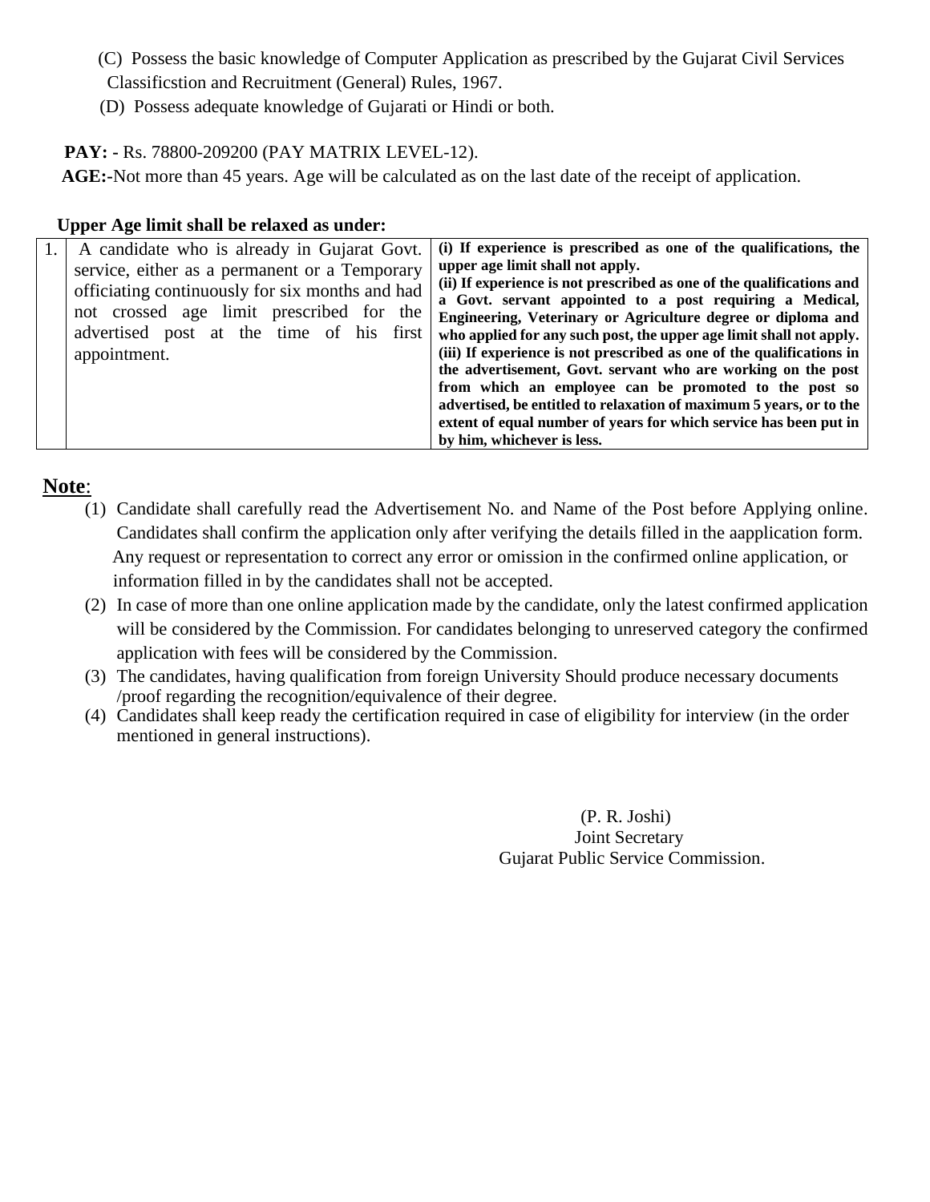(C) Possess the basic knowledge of Computer Application as prescribed by the Gujarat Civil Services Classificstion and Recruitment (General) Rules, 1967.

(D) Possess adequate knowledge of Gujarati or Hindi or both.

**PAY: -** Rs. 78800-209200 (PAY MATRIX LEVEL-12).

**AGE:-**Not more than 45 years. Age will be calculated as on the last date of the receipt of application.

**Upper Age limit shall be relaxed as under:**

| | | |
|---|---|---|
| 1. | A candidate who is already in Gujarat Govt. service, either as a permanent or a Temporary officiating continuously for six months and had not crossed age limit prescribed for the advertised post at the time of his first appointment. | **(i) If experience is prescribed as one of the qualifications, the upper age limit shall not apply.**<br>**(ii) If experience is not prescribed as one of the qualifications and a Govt. servant appointed to a post requiring a Medical, Engineering, Veterinary or Agriculture degree or diploma and who applied for any such post, the upper age limit shall not apply.**<br>**(iii) If experience is not prescribed as one of the qualifications in the advertisement, Govt. servant who are working on the post from which an employee can be promoted to the post so advertised, be entitled to relaxation of maximum 5 years, or to the extent of equal number of years for which service has been put in by him, whichever is less.** |

**Note**:

(1) Candidate shall carefully read the Advertisement No. and Name of the Post before Applying online. Candidates shall confirm the application only after verifying the details filled in the aapplication form. Any request or representation to correct any error or omission in the confirmed online application, or information filled in by the candidates shall not be accepted.

(2) In case of more than one online application made by the candidate, only the latest confirmed application will be considered by the Commission. For candidates belonging to unreserved category the confirmed application with fees will be considered by the Commission.

(3) The candidates, having qualification from foreign University Should produce necessary documents /proof regarding the recognition/equivalence of their degree.

(4) Candidates shall keep ready the certification required in case of eligibility for interview (in the order mentioned in general instructions).

(P. R. Joshi)
Joint Secretary
Gujarat Public Service Commission.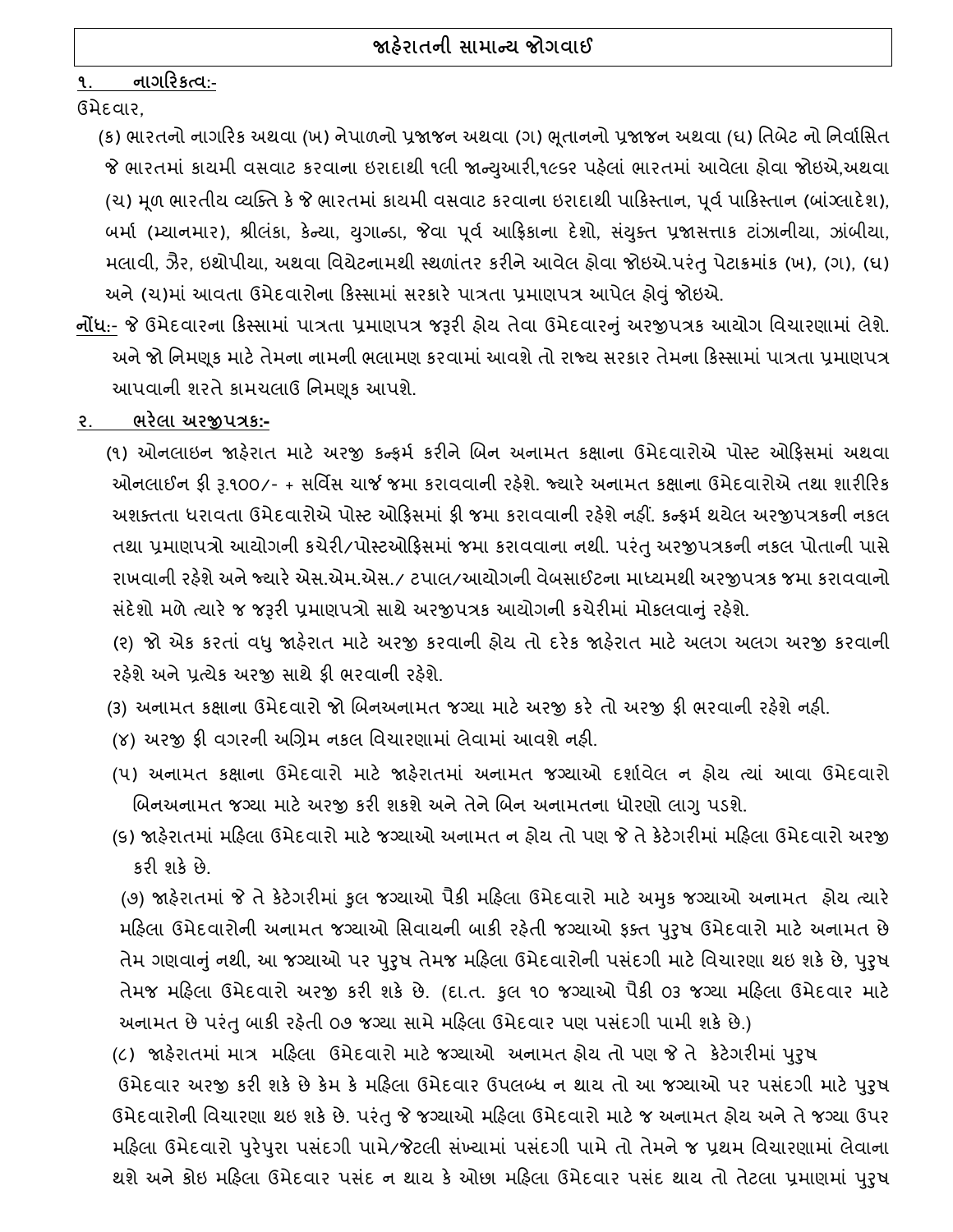## જાહેરાતની સામાન્ય જોગવાઈ

**૧. નાગરિકત્વ:-**

ઉમેદવાર,

(ક) ભારતનો નાગરિક અથવા (ખ) નેપાળનો પ્રજાજન અથવા (ગ) ભૂતાનનો પ્રજાજન અથવા (ઘ) તિબેટ નો નિર્વાસિત જે ભારતમાં કાયમી વસવાટ કરવાના ઇરાદાથી ૧લી જાન્યુઆરી,૧૯૬૨ પહેલાં ભારતમાં આવેલા હોવા જોઇએ,અથવા (ચ) મૂળ ભારતીય વ્યક્તિ કે જે ભારતમાં કાયમી વસવાટ કરવાના ઇરાદાથી પાકિસ્તાન, પૂર્વ પાકિસ્તાન (બાંગ્લાદેશ), બર્મા (મ્યાનમાર), શ્રીલંકા, કેન્યા, યુગાન્ડા, જેવા પૂર્વ આફ્રિકાના દેશો, સંયુક્ત પ્રજાસત્તાક ટાંઝાનીયા, ઝાંબીયા, મલાવી, ઝૈર, ઇથોપીયા, અથવા વિયેટનામથી સ્થળાંતર કરીને આવેલ હોવા જોઇએ.પરંતુ પેટાક્રમાંક (ખ), (ગ), (ઘ) અને (ચ)માં આવતા ઉમેદવારોના કિસ્સામાં સરકારે પાત્રતા પ્રમાણપત્ર આપેલ હોવું જોઇએ.

**નોંધ:-** જે ઉમેદવારના કિસ્સામાં પાત્રતા પ્રમાણપત્ર જરૂરી હોય તેવા ઉમેદવારનું અરજીપત્રક આયોગ વિચારણામાં લેશે. અને જો નિમણૂક માટે તેમના નામની ભલામણ કરવામાં આવશે તો રાજ્ય સરકાર તેમના કિસ્સામાં પાત્રતા પ્રમાણપત્ર આપવાની શરતે કામચલાઉ નિમણૂક આપશે.

**૨. ભરેલા અરજીપત્રક:-**

(૧) ઓનલાઇન જાહેરાત માટે અરજી કન્ફર્મ કરીને બિન અનામત કક્ષાના ઉમેદવારોએ પોસ્ટ ઓફિસમાં અથવા ઓનલાઈન ફી રૂ.૧૦૦/- + સર્વિસ ચાર્જ જમા કરાવવાની રહેશે. જ્યારે અનામત કક્ષાના ઉમેદવારોએ તથા શારીરિક અશક્તતા ધરાવતા ઉમેદવારોએ પોસ્ટ ઓફિસમાં ફી જમા કરાવવાની રહેશે નહીં. કન્ફર્મ થયેલ અરજીપત્રકની નકલ તથા પ્રમાણપત્રો આયોગની કચેરી/પોસ્ટઓફિસમાં જમા કરાવવાના નથી. પરંતુ અરજીપત્રકની નકલ પોતાની પાસે રાખવાની રહેશે અને જ્યારે એસ.એમ.એસ./ ટપાલ/આયોગની વેબસાઈટના માધ્યમથી અરજીપત્રક જમા કરાવવાનો સંદેશો મળે ત્યારે જ જરૂરી પ્રમાણપત્રો સાથે અરજીપત્રક આયોગની કચેરીમાં મોકલવાનું રહેશે.

(૨) જો એક કરતાં વધુ જાહેરાત માટે અરજી કરવાની હોય તો દરેક જાહેરાત માટે અલગ અલગ અરજી કરવાની રહેશે અને પ્રત્યેક અરજી સાથે ફી ભરવાની રહેશે.

(૩) અનામત કક્ષાના ઉમેદવારો જો બિનઅનામત જગ્યા માટે અરજી કરે તો અરજી ફી ભરવાની રહેશે નહી.

(૪) અરજી ફી વગરની અગ્રિમ નકલ વિચારણામાં લેવામાં આવશે નહી.

(૫) અનામત કક્ષાના ઉમેદવારો માટે જાહેરાતમાં અનામત જગ્યાઓ દર્શાવેલ ન હોય ત્યાં આવા ઉમેદવારો બિનઅનામત જગ્યા માટે અરજી કરી શકશે અને તેને બિન અનામતના ધોરણો લાગુ પડશે.

(૬) જાહેરાતમાં મહિલા ઉમેદવારો માટે જગ્યાઓ અનામત ન હોય તો પણ જે તે કેટેગરીમાં મહિલા ઉમેદવારો અરજી કરી શકે છે.

(૭) જાહેરાતમાં જે તે કેટેગરીમાં કુલ જગ્યાઓ પૈકી મહિલા ઉમેદવારો માટે અમુક જગ્યાઓ અનામત હોય ત્યારે મહિલા ઉમેદવારોની અનામત જગ્યાઓ સિવાયની બાકી રહેતી જગ્યાઓ ફક્ત પુરુષ ઉમેદવારો માટે અનામત છે તેમ ગણવાનું નથી, આ જગ્યાઓ પર પુરુષ તેમજ મહિલા ઉમેદવારોની પસંદગી માટે વિચારણા થઇ શકે છે, પુરુષ તેમજ મહિલા ઉમેદવારો અરજી કરી શકે છે. (દા.ત. કુલ ૧૦ જગ્યાઓ પૈકી ૦૩ જગ્યા મહિલા ઉમેદવાર માટે અનામત છે પરંતુ બાકી રહેતી ૦૭ જગ્યા સામે મહિલા ઉમેદવાર પણ પસંદગી પામી શકે છે.)

(૮) જાહેરાતમાં માત્ર મહિલા ઉમેદવારો માટે જગ્યાઓ અનામત હોય તો પણ જે તે કેટેગરીમાં પુરુષ ઉમેદવાર અરજી કરી શકે છે કેમ કે મહિલા ઉમેદવાર ઉપલબ્ધ ન થાય તો આ જગ્યાઓ પર પસંદગી માટે પુરુષ ઉમેદવારોની વિચારણા થઇ શકે છે. પરંતુ જે જગ્યાઓ મહિલા ઉમેદવારો માટે જ અનામત હોય અને તે જગ્યા ઉપર મહિલા ઉમેદવારો પુરેપુરા પસંદગી પામે/જેટલી સંખ્યામાં પસંદગી પામે તો તેમને જ પ્રથમ વિચારણામાં લેવાના થશે અને કોઇ મહિલા ઉમેદવાર પસંદ ન થાય કે ઓછા મહિલા ઉમેદવાર પસંદ થાય તો તેટલા પ્રમાણમાં પુરુષ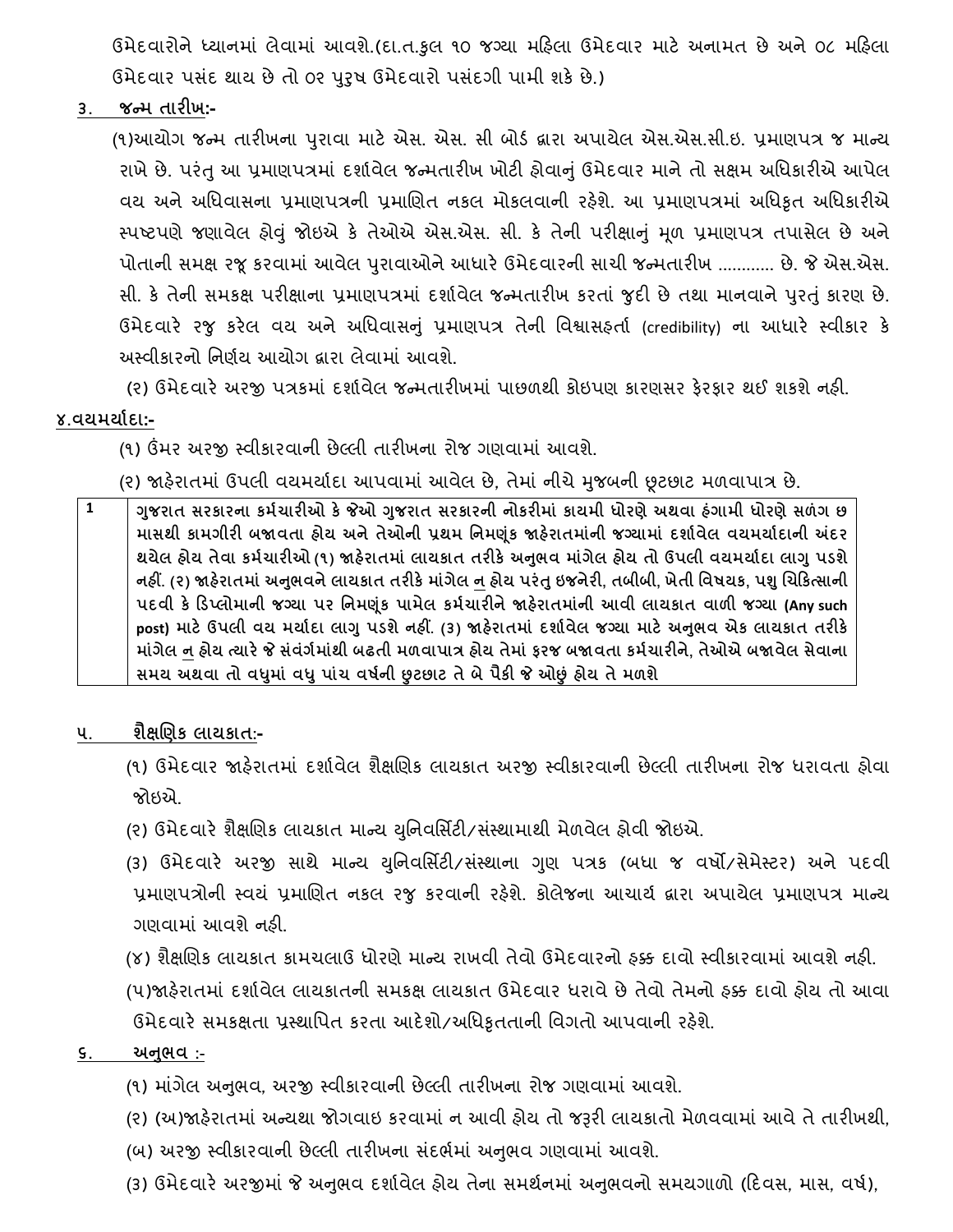ઉમેદવારોને ધ્યાનમાં લેવામાં આવશે.(દા.ત.કુલ ૧૦ જગ્યા મહિલા ઉમેદવાર માટે અનામત છે અને ૦૮ મહિલા ઉમેદવાર પસંદ થાય છે તો ૦૨ પુરુષ ઉમેદવારો પસંદગી પામી શકે છે.)

## ૩. જન્મ તારીખ:-

(૧)આયોગ જન્મ તારીખના પુરાવા માટે એસ. એસ. સી બોર્ડ દ્વારા અપાયેલ એસ.એસ.સી.ઇ. પ્રમાણપત્ર જ માન્ય રાખે છે. પરંતુ આ પ્રમાણપત્રમાં દર્શાવેલ જન્મતારીખ ખોટી હોવાનું ઉમેદવાર માને તો સક્ષમ અધિકારીએ આપેલ વય અને અધિવાસના પ્રમાણપત્રની પ્રમાણિત નકલ મોકલવાની રહેશે. આ પ્રમાણપત્રમાં અધિકૃત અધિકારીએ સ્પષ્ટપણે જણાવેલ હોવું જોઇએ કે તેઓએ એસ.એસ. સી. કે તેની પરીક્ષાનું મૂળ પ્રમાણપત્ર તપાસેલ છે અને પોતાની સમક્ષ રજૂ કરવામાં આવેલ પુરાવાઓને આધારે ઉમેદવારની સાચી જન્મતારીખ ............ છે. જે એસ.એસ. સી. કે તેની સમકક્ષ પરીક્ષાના પ્રમાણપત્રમાં દર્શાવેલ જન્મતારીખ કરતાં જુદી છે તથા માનવાને પુરતું કારણ છે. ઉમેદવારે રજુ કરેલ વય અને અધિવાસનું પ્રમાણપત્ર તેની વિશ્વાસહર્તા (credibility) ના આધારે સ્વીકાર કે અસ્વીકારનો નિર્ણય આયોગ દ્વારા લેવામાં આવશે.

(૨) ઉમેદવારે અરજી પત્રકમાં દર્શાવેલ જન્મતારીખમાં પાછળથી કોઇપણ કારણસર ફેરફાર થઈ શકશે નહી.

## ૪.વયમર્યાદા:-

(૧) ઉંમર અરજી સ્વીકારવાની છેલ્લી તારીખના રોજ ગણવામાં આવશે.

(૨) જાહેરાતમાં ઉપલી વયમર્યાદા આપવામાં આવેલ છે, તેમાં નીચે મુજબની છૂટછાટ મળવાપાત્ર છે.

| | |
|---|---|
| 1 | **ગુજરાત સરકારના કર્મચારીઓ કે જેઓ ગુજરાત સરકારની નોકરીમાં કાયમી ધોરણે અથવા હંગામી ધોરણે સળંગ છ માસથી કામગીરી બજાવતા હોય અને તેઓની પ્રથમ નિમણૂંક જાહેરાતમાંની જગ્યામાં દર્શાવેલ વયમર્યાદાની અંદર થયેલ હોય તેવા કર્મચારીઓ (૧) જાહેરાતમાં લાયકાત તરીકે અનુભવ માંગેલ હોય તો ઉપલી વયમર્યાદા લાગુ પડશે નહીં. (૨) જાહેરાતમાં અનુભવને લાયકાત તરીકે માંગેલ ન હોય પરંતુ ઇજનેરી, તબીબી, ખેતી વિષયક, પશુ ચિકિત્સાની પદવી કે ડિપ્લોમાની જગ્યા પર નિમણૂંક પામેલ કર્મચારીને જાહેરાતમાંની આવી લાયકાત વાળી જગ્યા (Any such post) માટે ઉપલી વય મર્યાદા લાગુ પડશે નહીં. (૩) જાહેરાતમાં દર્શાવેલ જગ્યા માટે અનુભવ એક લાયકાત તરીકે માંગેલ ન હોય ત્યારે જે સંવર્ગમાંથી બઢતી મળવાપાત્ર હોય તેમાં ફરજ બજાવતા કર્મચારીને, તેઓએ બજાવેલ સેવાના સમય અથવા તો વધુમાં વધુ પાંચ વર્ષની છુટછાટ તે બે પૈકી જે ઓછું હોય તે મળશે** |

## ૫. શૈક્ષણિક લાયકાત:-

(૧) ઉમેદવાર જાહેરાતમાં દર્શાવેલ શૈક્ષણિક લાયકાત અરજી સ્વીકારવાની છેલ્લી તારીખના રોજ ધરાવતા હોવા જોઇએ.

(૨) ઉમેદવારે શૈક્ષણિક લાયકાત માન્ય યુનિવર્સિટી/સંસ્થામાથી મેળવેલ હોવી જોઇએ.

(૩) ઉમેદવારે અરજી સાથે માન્ય યુનિવર્સિટી/સંસ્થાના ગુણ પત્રક (બધા જ વર્ષો/સેમેસ્ટર) અને પદવી પ્રમાણપત્રોની સ્વયં પ્રમાણિત નકલ રજુ કરવાની રહેશે. કોલેજના આચાર્ય દ્વારા અપાયેલ પ્રમાણપત્ર માન્ય ગણવામાં આવશે નહી.

(૪) શૈક્ષણિક લાયકાત કામચલાઉ ધોરણે માન્ય રાખવી તેવો ઉમેદવારનો હક્ક દાવો સ્વીકારવામાં આવશે નહી.

(૫)જાહેરાતમાં દર્શાવેલ લાયકાતની સમકક્ષ લાયકાત ઉમેદવાર ધરાવે છે તેવો તેમનો હક્ક દાવો હોય તો આવા ઉમેદવારે સમકક્ષતા પ્રસ્થાપિત કરતા આદેશો/અધિકૃતતાની વિગતો આપવાની રહેશે.

## ૬. અનુભવ :-

(૧) માંગેલ અનુભવ, અરજી સ્વીકારવાની છેલ્લી તારીખના રોજ ગણવામાં આવશે.

(૨) (અ)જાહેરાતમાં અન્યથા જોગવાઇ કરવામાં ન આવી હોય તો જરૂરી લાયકાતો મેળવવામાં આવે તે તારીખથી,

(બ) અરજી સ્વીકારવાની છેલ્લી તારીખના સંદર્ભમાં અનુભવ ગણવામાં આવશે.

(૩) ઉમેદવારે અરજીમાં જે અનુભવ દર્શાવેલ હોય તેના સમર્થનમાં અનુભવનો સમયગાળો (દિવસ, માસ, વર્ષ),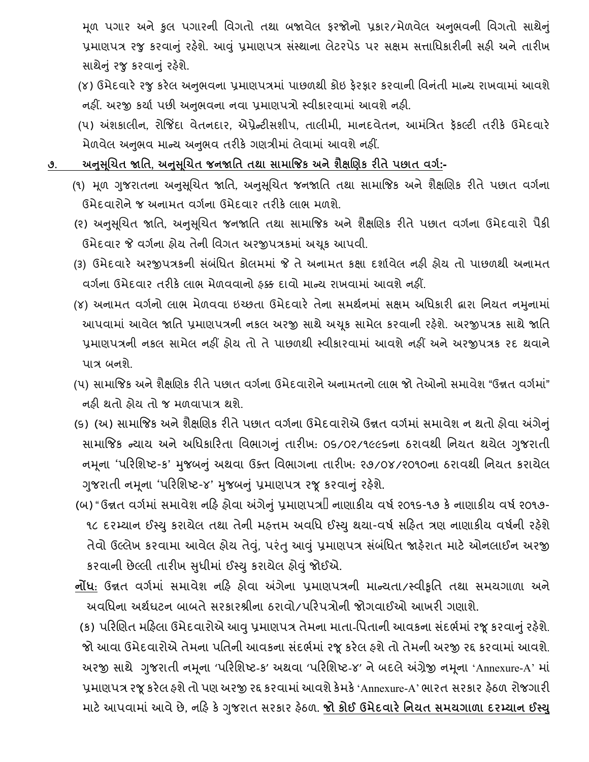મૂળ પગાર અને કુલ પગારની વિગતો તથા બજાવેલ ફરજોનો પ્રકાર/મેળવેલ અનુભવની વિગતો સાથેનું પ્રમાણપત્ર રજુ કરવાનું રહેશે. આવું પ્રમાણપત્ર સંસ્થાના લેટરપેડ પર સક્ષમ સત્તાધિકારીની સહી અને તારીખ સાથેનું રજુ કરવાનું રહેશે.

(૪) ઉમેદવારે રજુ કરેલ અનુભવના પ્રમાણપત્રમાં પાછળથી કોઇ ફેરફાર કરવાની વિનંતી માન્ય રાખવામાં આવશે નહીં. અરજી કર્યા પછી અનુભવના નવા પ્રમાણપત્રો સ્વીકારવામાં આવશે નહી.

(૫) અંશકાલીન, રોજિંદા વેતનદાર, એપ્રેન્ટીસશીપ, તાલીમી, માનદવેતન, આમંત્રિત ફેકલ્ટી તરીકે ઉમેદવારે મેળવેલ અનુભવ માન્ય અનુભવ તરીકે ગણત્રીમાં લેવામાં આવશે નહીં.

## ૭. <u>અનુસૂચિત જાતિ, અનુસૂચિત જનજાતિ તથા સામાજિક અને શૈક્ષણિક રીતે પછાત વર્ગ:-</u>

(૧) મૂળ ગુજરાતના અનુસૂચિત જાતિ, અનુસૂચિત જનજાતિ તથા સામાજિક અને શૈક્ષણિક રીતે પછાત વર્ગના ઉમેદવારોને જ અનામત વર્ગના ઉમેદવાર તરીકે લાભ મળશે.

(૨) અનુસૂચિત જાતિ, અનુસૂચિત જનજાતિ તથા સામાજિક અને શૈક્ષણિક રીતે પછાત વર્ગના ઉમેદવારો પૈકી ઉમેદવાર જે વર્ગના હોય તેની વિગત અરજીપત્રકમાં અચૂક આપવી.

(૩) ઉમેદવારે અરજીપત્રકની સંબંધિત કોલમમાં જે તે અનામત કક્ષા દર્શાવેલ નહી હોય તો પાછળથી અનામત વર્ગના ઉમેદવાર તરીકે લાભ મેળવવાનો હક્ક દાવો માન્ય રાખવામાં આવશે નહીં.

(૪) અનામત વર્ગનો લાભ મેળવવા ઇચ્છતા ઉમેદવારે તેના સમર્થનમાં સક્ષમ અધિકારી દ્વારા નિયત નમુનામાં આપવામાં આવેલ જાતિ પ્રમાણપત્રની નકલ અરજી સાથે અચૂક સામેલ કરવાની રહેશે. અરજીપત્રક સાથે જાતિ પ્રમાણપત્રની નકલ સામેલ નહીં હોય તો તે પાછળથી સ્વીકારવામાં આવશે નહીં અને અરજીપત્રક રદ થવાને પાત્ર બનશે.

(૫) સામાજિક અને શૈક્ષણિક રીતે પછાત વર્ગના ઉમેદવારોને અનામતનો લાભ જો તેઓનો સમાવેશ "ઉન્નત વર્ગમાં" નહી થતો હોય તો જ મળવાપાત્ર થશે.

(૬) (અ) સામાજિક અને શૈક્ષણિક રીતે પછાત વર્ગના ઉમેદવારોએ ઉન્નત વર્ગમાં સમાવેશ ન થતો હોવા અંગેનું સામાજિક ન્યાય અને અધિકારિતા વિભાગનું તારીખ: ૦૬/૦૨/૧૯૯૬ના ઠરાવથી નિયત થયેલ ગુજરાતી નમૂના 'પરિશિષ્ટ-ક' મુજબનું અથવા ઉક્ત વિભાગના તારીખ: ૨૭/૦૪/૨૦૧૦ના ઠરાવથી નિયત કરાયેલ ગુજરાતી નમૂના 'પરિશિષ્ટ-૪' મુજબનું પ્રમાણપત્ર રજૂ કરવાનું રહેશે.

(બ) "ઉન્નત વર્ગમાં સમાવેશ નહિ હોવા અંગેનું પ્રમાણપત્ર" નાણાકીય વર્ષ ૨૦૧૬-૧૭ કે નાણાકીય વર્ષ ૨૦૧૭-૧૮ દરમ્યાન ઈસ્યુ કરાયેલ તથા તેની મહત્તમ અવધિ ઈસ્યુ થયા-વર્ષ સહિત ત્રણ નાણાકીય વર્ષની રહેશે તેવો ઉલ્લેખ કરવામા આવેલ હોય તેવું, પરંતુ આવું પ્રમાણપત્ર સંબંધિત જાહેરાત માટે ઓનલાઈન અરજી કરવાની છેલ્લી તારીખ સુધીમાં ઈસ્યુ કરાયેલ હોવું જોઈએ.

<u>નોંધ</u>: ઉન્નત વર્ગમાં સમાવેશ નહિ હોવા અંગેના પ્રમાણપત્રની માન્યતા/સ્વીકૃતિ તથા સમયગાળા અને અવધિના અર્થઘટન બાબતે સરકારશ્રીના ઠરાવો/પરિપત્રોની જોગવાઈઓ આખરી ગણાશે.

(ક) પરિણિત મહિલા ઉમેદવારોએ આવુ પ્રમાણપત્ર તેમના માતા-પિતાની આવકના સંદર્ભમાં રજૂ કરવાનું રહેશે. જો આવા ઉમેદવારોએ તેમના પતિની આવકના સંદર્ભમાં રજૂ કરેલ હશે તો તેમની અરજી રદ્દ કરવામાં આવશે. અરજી સાથે ગુજરાતી નમૂના 'પરિશિષ્ટ-ક' અથવા 'પરિશિષ્ટ-૪' ને બદલે અંગ્રેજી નમૂના 'Annexure-A' માં પ્રમાણપત્ર રજૂ કરેલ હશે તો પણ અરજી રદ્દ કરવામાં આવશે કેમકે 'Annexure-A' ભારત સરકાર હેઠળ રોજગારી માટે આપવામાં આવે છે, નહિ કે ગુજરાત સરકાર હેઠળ. **<u>જો કોઈ ઉમેદવારે નિયત સમયગાળા દરમ્યાન ઈસ્યુ</u>**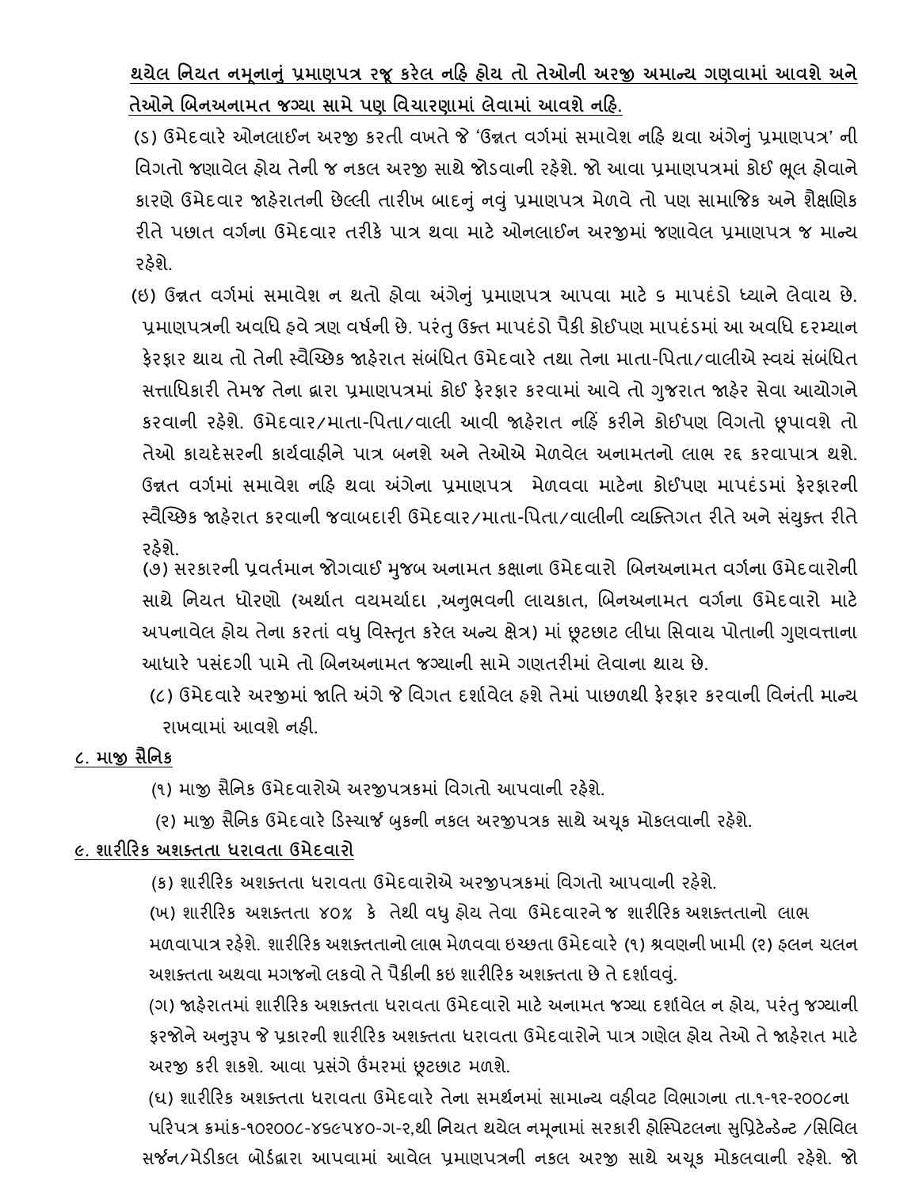**થયેલ નિયત નમૂનાનું પ્રમાણપત્ર રજૂ કરેલ નહિ હોય તો તેઓની અરજી અમાન્ય ગણવામાં આવશે અને તેઓને બિનઅનામત જગ્યા સામે પણ વિચારણામાં લેવામાં આવશે નહિ.**

(ડ) ઉમેદવારે ઓનલાઈન અરજી કરતી વખતે જે 'ઉન્નત વર્ગમાં સમાવેશ નહિ થવા અંગેનું પ્રમાણપત્ર' ની વિગતો જણાવેલ હોય તેની જ નકલ અરજી સાથે જોડવાની રહેશે. જો આવા પ્રમાણપત્રમાં કોઈ ભૂલ હોવાને કારણે ઉમેદવાર જાહેરાતની છેલ્લી તારીખ બાદનું નવું પ્રમાણપત્ર મેળવે તો પણ સામાજિક અને શૈક્ષણિક રીતે પછાત વર્ગના ઉમેદવાર તરીકે પાત્ર થવા માટે ઓનલાઈન અરજીમાં જણાવેલ પ્રમાણપત્ર જ માન્ય રહેશે.

(ઇ) ઉન્નત વર્ગમાં સમાવેશ ન થતો હોવા અંગેનું પ્રમાણપત્ર આપવા માટે ૬ માપદંડો ધ્યાને લેવાય છે. પ્રમાણપત્રની અવધિ હવે ત્રણ વર્ષની છે. પરંતુ ઉક્ત માપદંડો પૈકી કોઈપણ માપદંડમાં આ અવધિ દરમ્યાન ફેરફાર થાય તો તેની સ્વૈચ્છિક જાહેરાત સંબંધિત ઉમેદવારે તથા તેના માતા-પિતા/વાલીએ સ્વયં સંબંધિત સત્તાધિકારી તેમજ તેના દ્વારા પ્રમાણપત્રમાં કોઈ ફેરફાર કરવામાં આવે તો ગુજરાત જાહેર સેવા આયોગને કરવાની રહેશે. ઉમેદવાર/માતા-પિતા/વાલી આવી જાહેરાત નહિં કરીને કોઈપણ વિગતો છૂપાવશે તો તેઓ કાયદેસરની કાર્યવાહીને પાત્ર બનશે અને તેઓએ મેળવેલ અનામતનો લાભ રદ્દ કરવાપાત્ર થશે. ઉન્નત વર્ગમાં સમાવેશ નહિ થવા અંગેના પ્રમાણપત્ર મેળવવા માટેના કોઈપણ માપદંડમાં ફેરફારની સ્વૈચ્છિક જાહેરાત કરવાની જવાબદારી ઉમેદવાર/માતા-પિતા/વાલીની વ્યક્તિગત રીતે અને સંયુક્ત રીતે રહેશે.

(૭) સરકારની પ્રવર્તમાન જોગવાઈ મુજબ અનામત કક્ષાના ઉમેદવારો બિનઅનામત વર્ગના ઉમેદવારોની સાથે નિયત ધોરણો (અર્થાત વયમર્યાદા ,અનુભવની લાયકાત, બિનઅનામત વર્ગના ઉમેદવારો માટે અપનાવેલ હોય તેના કરતાં વધુ વિસ્તૃત કરેલ અન્ય ક્ષેત્ર) માં છૂટછાટ લીધા સિવાય પોતાની ગુણવત્તાના આધારે પસંદગી પામે તો બિનઅનામત જગ્યાની સામે ગણતરીમાં લેવાના થાય છે.

(૮) ઉમેદવારે અરજીમાં જાતિ અંગે જે વિગત દર્શાવેલ હશે તેમાં પાછળથી ફેરફાર કરવાની વિનંતી માન્ય રાખવામાં આવશે નહી.

**૮. માજી સૈનિક**

(૧) માજી સૈનિક ઉમેદવારોએ અરજીપત્રકમાં વિગતો આપવાની રહેશે.

(૨) માજી સૈનિક ઉમેદવારે ડિસ્ચાર્જ બુકની નકલ અરજીપત્રક સાથે અચૂક મોકલવાની રહેશે.

**૯. શારીરિક અશક્તતા ધરાવતા ઉમેદવારો**

(ક) શારીરિક અશક્તતા ધરાવતા ઉમેદવારોએ અરજીપત્રકમાં વિગતો આપવાની રહેશે.

(ખ) શારીરિક અશક્તતા ૪૦% કે તેથી વધુ હોય તેવા ઉમેદવારને જ શારીરિક અશક્તતાનો લાભ મળવાપાત્ર રહેશે. શારીરિક અશક્તતાનો લાભ મેળવવા ઇચ્છતા ઉમેદવારે (૧) શ્રવણની ખામી (૨) હલન ચલન અશક્તતા અથવા મગજનો લકવો તે પૈકીની કઇ શારીરિક અશક્તતા છે તે દર્શાવવું.

(ગ) જાહેરાતમાં શારીરિક અશક્તતા ધરાવતા ઉમેદવારો માટે અનામત જગ્યા દર્શાવેલ ન હોય, પરંતુ જગ્યાની ફરજોને અનુરૂપ જે પ્રકારની શારીરિક અશક્તતા ધરાવતા ઉમેદવારોને પાત્ર ગણેલ હોય તેઓ તે જાહેરાત માટે અરજી કરી શકશે. આવા પ્રસંગે ઉંમરમાં છૂટછાટ મળશે.

(ઘ) શારીરિક અશક્તતા ધરાવતા ઉમેદવારે તેના સમર્થનમાં સામાન્ય વહીવટ વિભાગના તા.૧-૧૨-૨૦૦૮ના પરિપત્ર ક્રમાંક-૧૦૨૦૦૮-૪૬૯૫૪૦-ગ-૨,થી નિયત થયેલ નમૂનામાં સરકારી હોસ્પિટલના સુપ્રિટેન્ડેન્ટ /સિવિલ સર્જન/મેડીકલ બોર્ડદ્વારા આપવામાં આવેલ પ્રમાણપત્રની નકલ અરજી સાથે અચૂક મોકલવાની રહેશે. જો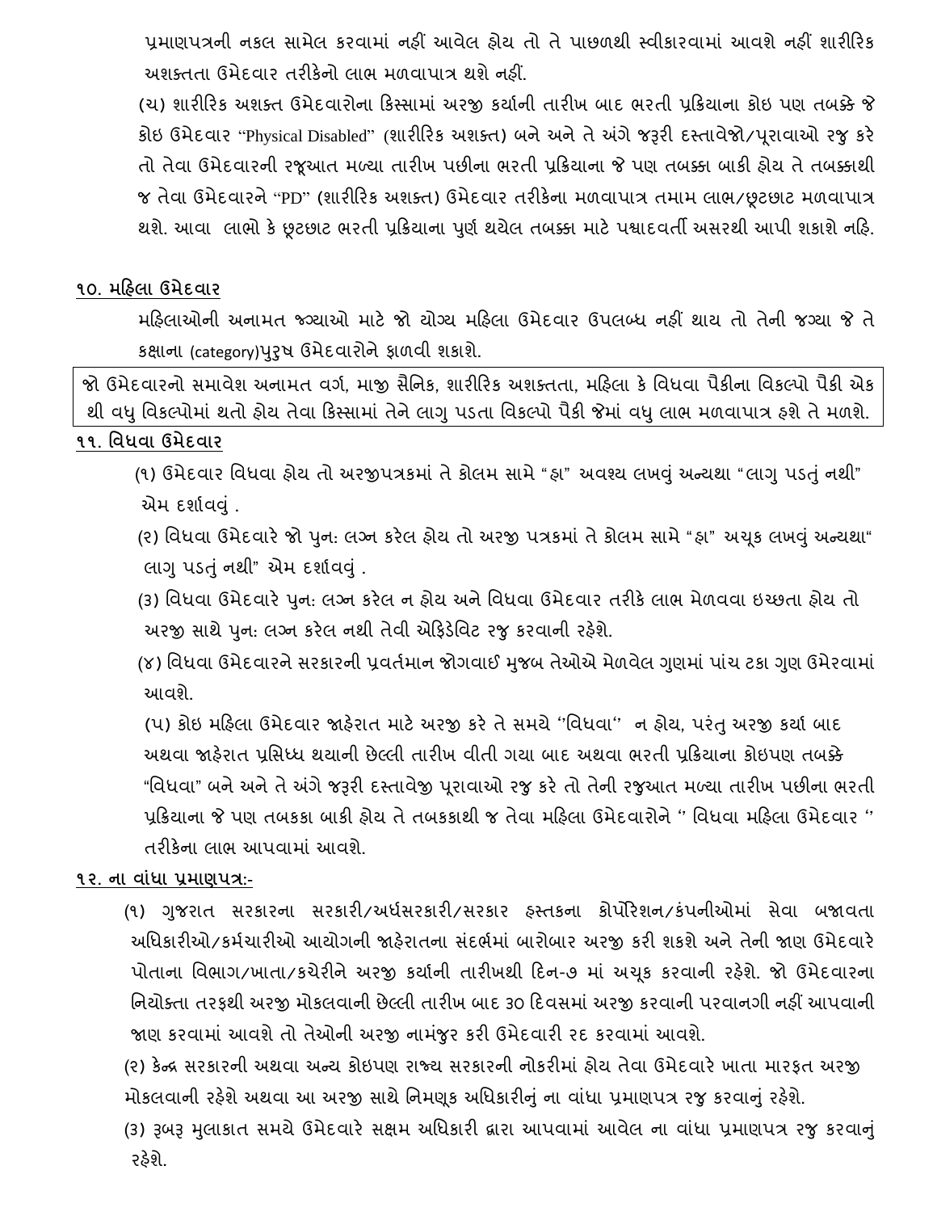પ્રમાણપત્રની નકલ સામેલ કરવામાં નહીં આવેલ હોય તો તે પાછળથી સ્વીકારવામાં આવશે નહીં શારીરિક અશક્તતા ઉમેદવાર તરીકેનો લાભ મળવાપાત્ર થશે નહીં.

(ચ) શારીરિક અશક્ત ઉમેદવારોના કિસ્સામાં અરજી કર્યાની તારીખ બાદ ભરતી પ્રક્રિયાના કોઇ પણ તબક્કે જે કોઇ ઉમેદવાર "Physical Disabled" (શારીરિક અશક્ત) બને અને તે અંગે જરૂરી દસ્તાવેજો/પૂરાવાઓ રજુ કરે તો તેવા ઉમેદવારની રજૂઆત મળ્યા તારીખ પછીના ભરતી પ્રક્રિયાના જે પણ તબક્કા બાકી હોય તે તબક્કાથી જ તેવા ઉમેદવારને "PD" (શારીરિક અશક્ત) ઉમેદવાર તરીકેના મળવાપાત્ર તમામ લાભ/છૂટછાટ મળવાપાત્ર થશે. આવા લાભો કે છૂટછાટ ભરતી પ્રક્રિયાના પુર્ણ થયેલ તબક્કા માટે પશ્ચાદવર્તી અસરથી આપી શકાશે નહિ.

## ૧૦. મહિલા ઉમેદવાર

મહિલાઓની અનામત જગ્યાઓ માટે જો યોગ્ય મહિલા ઉમેદવાર ઉપલબ્ધ નહીં થાય તો તેની જગ્યા જે તે કક્ષાના (category)પુરૂષ ઉમેદવારોને ફાળવી શકાશે.

જો ઉમેદવારનો સમાવેશ અનામત વર્ગ, માજી સૈનિક, શારીરિક અશક્તતા, મહિલા કે વિધવા પૈકીના વિકલ્પો પૈકી એક થી વધુ વિકલ્પોમાં થતો હોય તેવા કિસ્સામાં તેને લાગુ પડતા વિકલ્પો પૈકી જેમાં વધુ લાભ મળવાપાત્ર હશે તે મળશે.

## ૧૧. વિધવા ઉમેદવાર

(૧) ઉમેદવાર વિધવા હોય તો અરજીપત્રકમાં તે કોલમ સામે "હા" અવશ્ય લખવું અન્યથા "લાગુ પડતું નથી" એમ દર્શાવવું .

(૨) વિધવા ઉમેદવારે જો પુન: લગ્ન કરેલ હોય તો અરજી પત્રકમાં તે કોલમ સામે "હા" અચૂક લખવું અન્યથા" લાગુ પડતું નથી" એમ દર્શાવવું .

(૩) વિધવા ઉમેદવારે પુન: લગ્ન કરેલ ન હોય અને વિધવા ઉમેદવાર તરીકે લાભ મેળવવા ઇચ્છતા હોય તો અરજી સાથે પુન: લગ્ન કરેલ નથી તેવી એફિડેવિટ રજુ કરવાની રહેશે.

(૪) વિધવા ઉમેદવારને સરકારની પ્રવર્તમાન જોગવાઈ મુજબ તેઓએ મેળવેલ ગુણમાં પાંચ ટકા ગુણ ઉમેરવામાં આવશે.

(૫) કોઇ મહિલા ઉમેદવાર જાહેરાત માટે અરજી કરે તે સમયે ''વિધવા'' ન હોય, પરંતુ અરજી કર્યા બાદ અથવા જાહેરાત પ્રસિધ્ધ થયાની છેલ્લી તારીખ વીતી ગયા બાદ અથવા ભરતી પ્રક્રિયાના કોઇપણ તબક્કે "વિધવા" બને અને તે અંગે જરૂરી દસ્તાવેજી પૂરાવાઓ રજુ કરે તો તેની રજુઆત મળ્યા તારીખ પછીના ભરતી પ્રક્રિયાના જે પણ તબકકા બાકી હોય તે તબકકાથી જ તેવા મહિલા ઉમેદવારોને '' વિધવા મહિલા ઉમેદવાર '' તરીકેના લાભ આપવામાં આવશે.

## ૧૨. ના વાંધા પ્રમાણપત્ર:-

(૧) ગુજરાત સરકારના સરકારી/અર્ધસરકારી/સરકાર હસ્તકના કોર્પોરેશન/કંપનીઓમાં સેવા બજાવતા અધિકારીઓ/કર્મચારીઓ આયોગની જાહેરાતના સંદર્ભમાં બારોબાર અરજી કરી શકશે અને તેની જાણ ઉમેદવારે પોતાના વિભાગ/ખાતા/કચેરીને અરજી કર્યાની તારીખથી દિન-૭ માં અચૂક કરવાની રહેશે. જો ઉમેદવારના નિયોક્તા તરફથી અરજી મોકલવાની છેલ્લી તારીખ બાદ ૩૦ દિવસમાં અરજી કરવાની પરવાનગી નહીં આપવાની જાણ કરવામાં આવશે તો તેઓની અરજી નામંજુર કરી ઉમેદવારી રદ કરવામાં આવશે.

(૨) કેન્દ્ર સરકારની અથવા અન્ય કોઇપણ રાજ્ય સરકારની નોકરીમાં હોય તેવા ઉમેદવારે ખાતા મારફત અરજી મોકલવાની રહેશે અથવા આ અરજી સાથે નિમણૂક અધિકારીનું ના વાંધા પ્રમાણપત્ર રજુ કરવાનું રહેશે.

(૩) રૂબરૂ મુલાકાત સમયે ઉમેદવારે સક્ષમ અધિકારી દ્વારા આપવામાં આવેલ ના વાંધા પ્રમાણપત્ર રજુ કરવાનું રહેશે.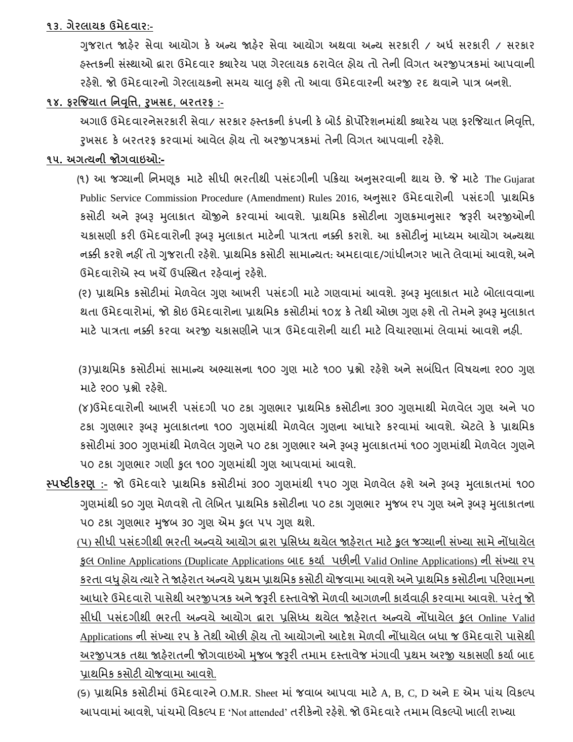**૧૩. ગેરલાયક ઉમેદવાર:-**

ગુજરાત જાહેર સેવા આયોગ કે અન્ય જાહેર સેવા આયોગ અથવા અન્ય સરકારી / અર્ધ સરકારી / સરકાર હસ્તકની સંસ્થાઓ દ્વારા ઉમેદવાર ક્યારેય પણ ગેરલાયક ઠરાવેલ હોય તો તેની વિગત અરજીપત્રકમાં આપવાની રહેશે. જો ઉમેદવારનો ગેરલાયકનો સમય ચાલુ હશે તો આવા ઉમેદવારની અરજી રદ થવાને પાત્ર બનશે.

**૧૪. ફરજિયાત નિવૃત્તિ, રુખસદ, બરતરફ :-**

અગાઉ ઉમેદવારનેસરકારી સેવા/ સરકાર હસ્તકની કંપની કે બોર્ડ કોર્પોરેશનમાંથી ક્યારેય પણ ફરજિયાત નિવૃત્તિ, રુખસદ કે બરતરફ કરવામાં આવેલ હોય તો અરજીપત્રકમાં તેની વિગત આપવાની રહેશે.

**૧૫. અગત્યની જોગવાઇઓ:-**

(૧) આ જગ્યાની નિમણૂક માટે સીધી ભરતીથી પસંદગીની પક્રિયા અનુસરવાની થાય છે. જે માટે The Gujarat Public Service Commission Procedure (Amendment) Rules 2016, અનુસાર ઉમેદવારોની પસંદગી પ્રાથમિક કસોટી અને રૂબરૂ મુલાકાત યોજીને કરવામાં આવશે. પ્રાથમિક કસોટીના ગુણક્રમાનુસાર જરૂરી અરજીઓની ચકાસણી કરી ઉમેદવારોની રૂબરૂ મુલાકાત માટેની પાત્રતા નક્કી કરાશે. આ કસોટીનું માધ્યમ આયોગ અન્યથા નક્કી કરશે નહીં તો ગુજરાતી રહેશે. પ્રાથમિક કસોટી સામાન્યત: અમદાવાદ/ગાંધીનગર ખાતે લેવામાં આવશે, અને ઉમેદવારોએ સ્વ ખર્ચે ઉપસ્થિત રહેવાનું રહેશે.

(૨) પ્રાથમિક કસોટીમાં મેળવેલ ગુણ આખરી પસંદગી માટે ગણવામાં આવશે. રૂબરૂ મુલાકાત માટે બોલાવવાના થતા ઉમેદવારોમાં, જો કોઇ ઉમેદવારોના પ્રાથમિક કસોટીમાં ૧૦% કે તેથી ઓછા ગુણ હશે તો તેમને રૂબરૂ મુલાકાત માટે પાત્રતા નક્કી કરવા અરજી ચકાસણીને પાત્ર ઉમેદવારોની યાદી માટે વિચારણામાં લેવામાં આવશે નહી.

(૩)પ્રાથમિક કસોટીમાં સામાન્ય અભ્યાસના ૧૦૦ ગુણ માટે ૧૦૦ પ્રશ્નો રહેશે અને સબંધિત વિષયના ૨૦૦ ગુણ માટે ૨૦૦ પ્રશ્નો રહેશે.

(૪)ઉમેદવારોની આખરી પસંદગી ૫૦ ટકા ગુણભાર પ્રાથમિક કસોટીના ૩૦૦ ગુણમાથી મેળવેલ ગુણ અને ૫૦ ટકા ગુણભાર રૂબરૂ મુલાકાતના ૧૦૦ ગુણમાંથી મેળવેલ ગુણના આધારે કરવામાં આવશે. એટલે કે પ્રાથમિક કસોટીમાં ૩૦૦ ગુણમાંથી મેળવેલ ગુણને ૫૦ ટકા ગુણભાર અને રૂબરૂ મુલાકાતમાં ૧૦૦ ગુણમાંથી મેળવેલ ગુણને ૫૦ ટકા ગુણભાર ગણી કુલ ૧૦૦ ગુણમાંથી ગુણ આપવામાં આવશે.

**<u>સ્પષ્ટીકરણ</u> :-** જો ઉમેદવારે પ્રાથમિક કસોટીમાં ૩૦૦ ગુણમાંથી ૧૫૦ ગુણ મેળવેલ હશે અને રૂબરૂ મુલાકાતમાં ૧૦૦ ગુણમાંથી ૬૦ ગુણ મેળવશે તો લેખિત પ્રાથમિક કસોટીના ૫૦ ટકા ગુણભાર મુજબ ૨૫ ગુણ અને રૂબરૂ મુલાકાતના ૫૦ ટકા ગુણભાર મુજબ ૩૦ ગુણ એમ કુલ ૫૫ ગુણ થશે.

<u>(૫) સીધી પસંદગીથી ભરતી અન્વયે આયોગ દ્વારા પ્રસિધ્ધ થયેલ જાહેરાત માટે કુલ જગ્યાની સંખ્યા સામે નોંધાયેલ કુલ Online Applications (Duplicate Applications બાદ કર્યા પછીની Valid Online Applications) ની સંખ્યા ૨૫ કરતા વધુ હોય ત્યારે તે જાહેરાત અન્વયે પ્રથમ પ્રાથમિક કસોટી યોજવામા આવશે અને પ્રાથમિક કસોટીના પરિણામના આધારે ઉમેદવારો પાસેથી અરજીપત્રક અને જરૂરી દસ્તાવેજો મેળવી આગળની કાર્યવાહી કરવામા આવશે. પરંતુ જો સીધી પસંદગીથી ભરતી અન્વયે આયોગ દ્વારા પ્રસિધ્ધ થયેલ જાહેરાત અન્વયે નોંધાયેલ કુલ Online Valid Applications ની સંખ્યા ૨૫ કે તેથી ઓછી હોય તો આયોગનો આદેશ મેળવી નોંધાયેલ બધા જ ઉમેદવારો પાસેથી અરજીપત્રક તથા જાહેરાતની જોગવાઇઓ મુજબ જરૂરી તમામ દસ્તાવેજ મંગાવી પ્રથમ અરજી ચકાસણી કર્યા બાદ પ્રાથમિક કસોટી યોજવામા આવશે.</u>

(૬) પ્રાથમિક કસોટીમાં ઉમેદવારને O.M.R. Sheet માં જવાબ આપવા માટે A, B, C, D અને E એમ પાંચ વિકલ્પ આપવામાં આવશે, પાંચમો વિકલ્પ E 'Not attended' તરીકેનો રહેશે. જો ઉમેદવારે તમામ વિકલ્પો ખાલી રાખ્યા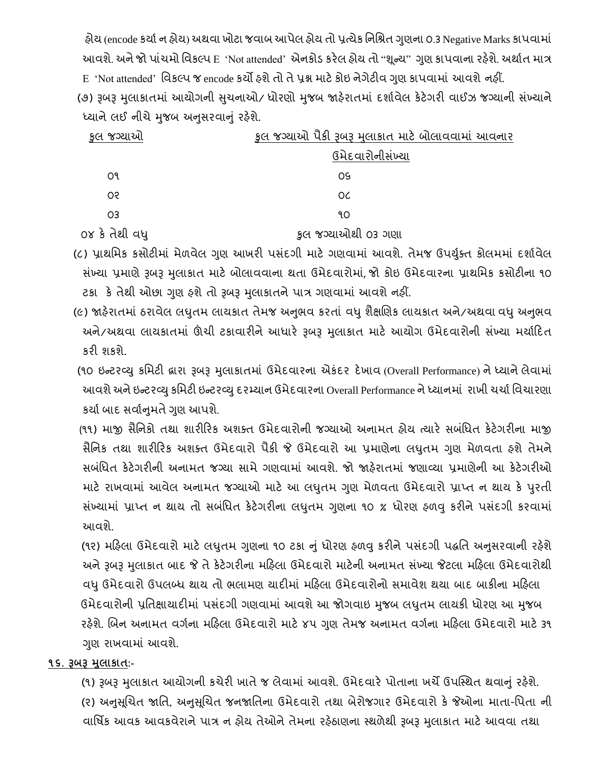હોય (encode કર્યા ન હોય) અથવા ખોટા જવાબ આપેલ હોય તો પ્રત્યેક નિશ્રિત ગુણના ૦.3 Negative Marks કાપવામાં આવશે. અને જો પાંચમો વિકલ્પ E 'Not attended' એનકોડ કરેલ હોય તો "શૂન્ય" ગુણ કાપવાના રહેશે. અર્થાત માત્ર E 'Not attended' વિકલ્પ જ encode કર્યો હશે તો તે પ્રશ્ન માટે કોઇ નેગેટીવ ગુણ કાપવામાં આવશે નહીં.

(૭) રૂબરૂ મુલાકાતમાં આયોગની સુચનાઓ/ ધોરણો મુજબ જાહેરાતમાં દર્શાવેલ કેટેગરી વાઈઝ જગ્યાની સંખ્યાને ધ્યાને લઈ નીચે મુજબ અનુસરવાનું રહેશે.

| કુલ જગ્યાઓ | કુલ જગ્યાઓ પૈકી રૂબરૂ મુલાકાત માટે બોલાવવામાં આવનાર ઉમેદવારોનીસંખ્યા |
|---|---|
| ૦૧ | ૦૬ |
| ૦૨ | ૦૮ |
| ૦૩ | ૧૦ |
| ૦૪ કે તેથી વધુ | કુલ જગ્યાઓથી ૦૩ ગણા |

(૮) પ્રાથમિક કસોટીમાં મેળવેલ ગુણ આખરી પસંદગી માટે ગણવામાં આવશે. તેમજ ઉપર્યુક્ત કોલમમાં દર્શાવેલ સંખ્યા પ્રમાણે રૂબરૂ મુલાકાત માટે બોલાવવાના થતા ઉમેદવારોમાં, જો કોઇ ઉમેદવારના પ્રાથમિક કસોટીના ૧૦ ટકા કે તેથી ઓછા ગુણ હશે તો રૂબરૂ મુલાકાતને પાત્ર ગણવામાં આવશે નહીં.

(૯) જાહેરાતમાં ઠરાવેલ લઘુતમ લાયકાત તેમજ અનુભવ કરતાં વધુ શૈક્ષણિક લાયકાત અને/અથવા વધુ અનુભવ અને/અથવા લાયકાતમાં ઊંચી ટકાવારીને આધારે રૂબરૂ મુલાકાત માટે આયોગ ઉમેદવારોની સંખ્યા મર્યાદિત કરી શકશે.

(૧૦ ઇન્ટરવ્યુ કમિટી દ્વારા રૂબરૂ મુલાકાતમાં ઉમેદવારના એકંદર દેખાવ (Overall Performance) ને ધ્યાને લેવામાં આવશે અને ઇન્ટરવ્યુ કમિટી ઇન્ટરવ્યુ દરમ્યાન ઉમેદવારના Overall Performance ને ધ્યાનમાં રાખી ચર્ચા વિચારણા કર્યા બાદ સર્વાનુમતે ગુણ આપશે.

(૧૧) માજી સૈનિકો તથા શારીરિક અશક્ત ઉમેદવારોની જગ્યાઓ અનામત હોય ત્યારે સબંધિત કેટેગરીના માજી સૈનિક તથા શારીરિક અશક્ત ઉમેદવારો પૈકી જે ઉમેદવારો આ પ્રમાણેના લઘુતમ ગુણ મેળવતા હશે તેમને સબંધિત કેટેગરીની અનામત જગ્યા સામે ગણવામાં આવશે. જો જાહેરાતમાં જણાવ્યા પ્રમાણેની આ કેટેગરીઓ માટે રાખવામાં આવેલ અનામત જગ્યાઓ માટે આ લઘુતમ ગુણ મેળવતા ઉમેદવારો પ્રાપ્ત ન થાય કે પુરતી સંખ્યામાં પ્રાપ્ત ન થાય તો સબંધિત કેટેગરીના લઘુતમ ગુણના ૧૦ % ધોરણ હળવુ કરીને પસંદગી કરવામાં આવશે.

(૧૨) મહિલા ઉમેદવારો માટે લઘુતમ ગુણના ૧૦ ટકા નું ધોરણ હળવુ કરીને પસંદગી પદ્ધતિ અનુસરવાની રહેશે અને રૂબરૂ મુલાકાત બાદ જે તે કેટેગરીના મહિલા ઉમેદવારો માટેની અનામત સંખ્યા જેટલા મહિલા ઉમેદવારોથી વધુ ઉમેદવારો ઉપલબ્ધ થાય તો ભલામણ યાદીમાં મહિલા ઉમેદવારોનો સમાવેશ થયા બાદ બાકીના મહિલા ઉમેદવારોની પ્રતિક્ષાયાદીમાં પસંદગી ગણવામાં આવશે આ જોગવાઇ મુજબ લઘુતમ લાયકી ધોરણ આ મુજબ રહેશે. બિન અનામત વર્ગના મહિલા ઉમેદવારો માટે ૪૫ ગુણ તેમજ અનામત વર્ગના મહિલા ઉમેદવારો માટે ૩૧ ગુણ રાખવામાં આવશે.

**૧૬. રૂબરૂ મુલાકાત:-**

(૧) રૂબરૂ મુલાકાત આયોગની કચેરી ખાતે જ લેવામાં આવશે. ઉમેદવારે પોતાના ખર્ચે ઉપસ્થિત થવાનું રહેશે.

(૨) અનુસૂચિત જાતિ, અનુસૂચિત જનજાતિના ઉમેદવારો તથા બેરોજગાર ઉમેદવારો કે જેઓના માતા-પિતા ની વાર્ષિક આવક આવકવેરાને પાત્ર ન હોય તેઓને તેમના રહેઠાણના સ્થળેથી રૂબરૂ મુલાકાત માટે આવવા તથા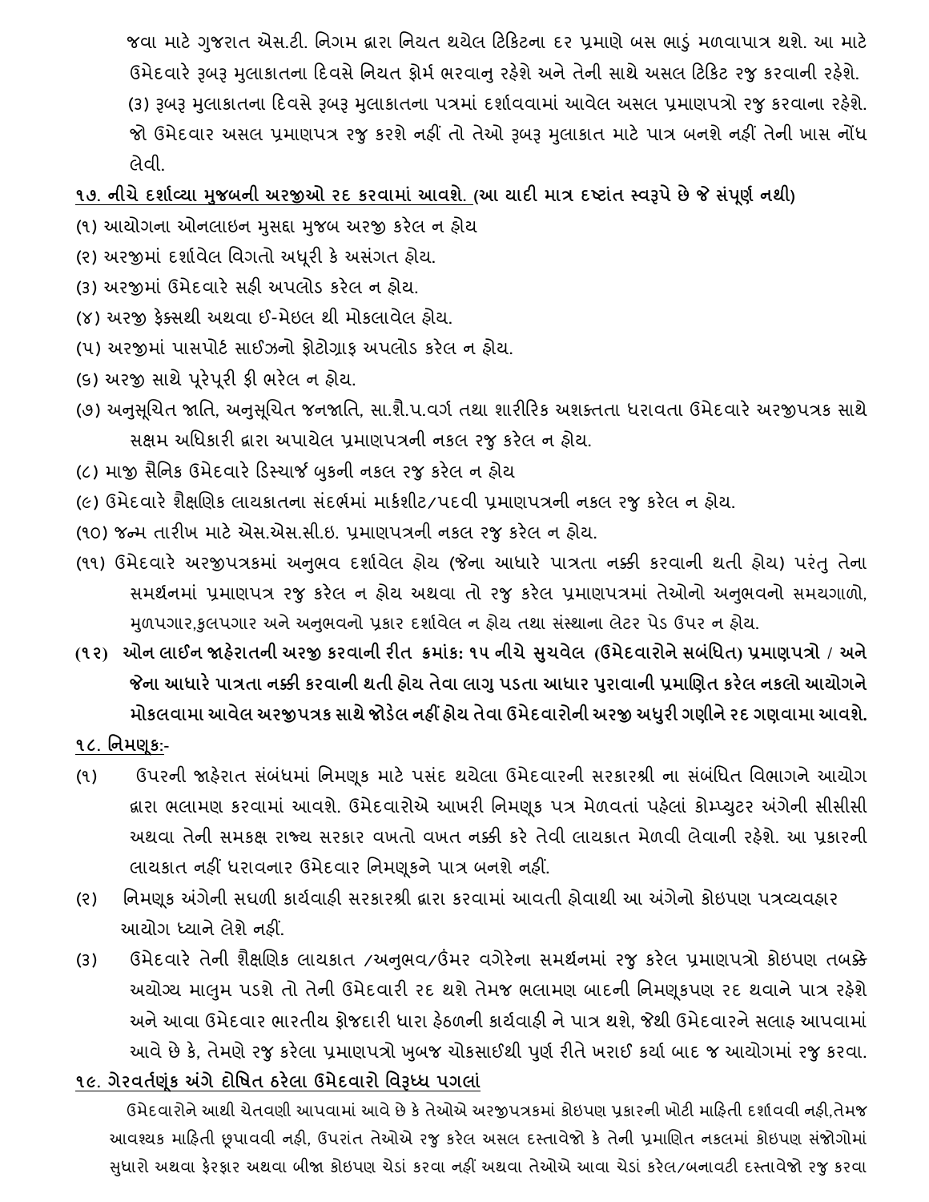જવા માટે ગુજરાત એસ.ટી. નિગમ દ્વારા નિયત થયેલ ટિકિટના દર પ્રમાણે બસ ભાડું મળવાપાત્ર થશે. આ માટે ઉમેદવારે રૂબરૂ મુલાકાતના દિવસે નિયત ફોર્મ ભરવાનુ રહેશે અને તેની સાથે અસલ ટિકિટ રજુ કરવાની રહેશે.

(૩) રૂબરૂ મુલાકાતના દિવસે રૂબરૂ મુલાકાતના પત્રમાં દર્શાવવામાં આવેલ અસલ પ્રમાણપત્રો રજુ કરવાના રહેશે. જો ઉમેદવાર અસલ પ્રમાણપત્ર રજુ કરશે નહીં તો તેઓ રૂબરૂ મુલાકાત માટે પાત્ર બનશે નહીં તેની ખાસ નોંધ લેવી.

**૧૭. નીચે દર્શાવ્યા મુજબની અરજીઓ રદ કરવામાં આવશે. (આ યાદી માત્ર દ્રષ્ટાંત સ્વરૂપે છે જે સંપૂર્ણ નથી)**

(૧) આયોગના ઓનલાઇન મુસદ્દા મુજબ અરજી કરેલ ન હોય

(૨) અરજીમાં દર્શાવેલ વિગતો અધૂરી કે અસંગત હોય.

(૩) અરજીમાં ઉમેદવારે સહી અપલોડ કરેલ ન હોય.

(૪) અરજી ફેક્સથી અથવા ઈ-મેઇલ થી મોકલાવેલ હોય.

(૫) અરજીમાં પાસપોર્ટ સાઈઝનો ફોટોગ્રાફ અપલોડ કરેલ ન હોય.

(૬) અરજી સાથે પૂરેપૂરી ફી ભરેલ ન હોય.

(૭) અનુસૂચિત જાતિ, અનુસૂચિત જનજાતિ, સા.શૈ.પ.વર્ગ તથા શારીરિક અશક્તતા ધરાવતા ઉમેદવારે અરજીપત્રક સાથે સક્ષમ અધિકારી દ્વારા અપાયેલ પ્રમાણપત્રની નકલ રજુ કરેલ ન હોય.

(૮) માજી સૈનિક ઉમેદવારે ડિસ્ચાર્જ બુકની નકલ રજુ કરેલ ન હોય

(૯) ઉમેદવારે શૈક્ષણિક લાયકાતના સંદર્ભમાં માર્કશીટ/પદવી પ્રમાણપત્રની નકલ રજુ કરેલ ન હોય.

(૧૦) જન્મ તારીખ માટે એસ.એસ.સી.ઇ. પ્રમાણપત્રની નકલ રજુ કરેલ ન હોય.

(૧૧) ઉમેદવારે અરજીપત્રકમાં અનુભવ દર્શાવેલ હોય (જેના આધારે પાત્રતા નક્કી કરવાની થતી હોય) પરંતુ તેના સમર્થનમાં પ્રમાણપત્ર રજુ કરેલ ન હોય અથવા તો રજુ કરેલ પ્રમાણપત્રમાં તેઓનો અનુભવનો સમયગાળો, મુળપગાર,કુલપગાર અને અનુભવનો પ્રકાર દર્શાવેલ ન હોય તથા સંસ્થાના લેટર પેડ ઉપર ન હોય.

**(૧૨) ઓન લાઈન જાહેરાતની અરજી કરવાની રીત ક્રમાંક: ૧૫ નીચે સુચવેલ (ઉમેદવારોને સબંધિત) પ્રમાણપત્રો / અને જેના આધારે પાત્રતા નક્કી કરવાની થતી હોય તેવા લાગુ પડતા આધાર પુરાવાની પ્રમાણિત કરેલ નકલો આયોગને મોકલવામા આવેલ અરજીપત્રક સાથે જોડેલ નહીં હોય તેવા ઉમેદવારોની અરજી અધુરી ગણીને રદ ગણવામા આવશે.**

**૧૮. નિમણુક:-**

(૧) ઉપરની જાહેરાત સંબંધમાં નિમણૂક માટે પસંદ થયેલા ઉમેદવારની સરકારશ્રી ના સંબંધિત વિભાગને આયોગ દ્વારા ભલામણ કરવામાં આવશે. ઉમેદવારોએ આખરી નિમણૂક પત્ર મેળવતાં પહેલાં કોમ્પ્યુટર અંગેની સીસીસી અથવા તેની સમકક્ષ રાજ્ય સરકાર વખતો વખત નક્કી કરે તેવી લાયકાત મેળવી લેવાની રહેશે. આ પ્રકારની લાયકાત નહીં ધરાવનાર ઉમેદવાર નિમણૂકને પાત્ર બનશે નહીં.

(૨) નિમણૂક અંગેની સઘળી કાર્યવાહી સરકારશ્રી દ્વારા કરવામાં આવતી હોવાથી આ અંગેનો કોઇપણ પત્રવ્યવહાર આયોગ ધ્યાને લેશે નહીં.

(૩) ઉમેદવારે તેની શૈક્ષણિક લાયકાત /અનુભવ/ઉંમર વગેરેના સમર્થનમાં રજુ કરેલ પ્રમાણપત્રો કોઇપણ તબક્કે અયોગ્ય માલુમ પડશે તો તેની ઉમેદવારી રદ થશે તેમજ ભલામણ બાદની નિમણૂકપણ રદ થવાને પાત્ર રહેશે અને આવા ઉમેદવાર ભારતીય ફોજદારી ધારા હેઠળની કાર્યવાહી ને પાત્ર થશે, જેથી ઉમેદવારને સલાહ આપવામાં આવે છે કે, તેમણે રજુ કરેલા પ્રમાણપત્રો ખુબજ ચોકસાઈથી પુર્ણ રીતે ખરાઈ કર્યા બાદ જ આયોગમાં રજુ કરવા.

**૧૯. ગેરવર્તણૂંક અંગે દોષિત ઠરેલા ઉમેદવારો વિરૂધ્ધ પગલાં**

ઉમેદવારોને આથી ચેતવણી આપવામાં આવે છે કે તેઓએ અરજીપત્રકમાં કોઇપણ પ્રકારની ખોટી માહિતી દર્શાવવી નહી,તેમજ આવશ્યક માહિતી છૂપાવવી નહી, ઉપરાંત તેઓએ રજુ કરેલ અસલ દસ્તાવેજો કે તેની પ્રમાણિત નકલમાં કોઇપણ સંજોગોમાં સુધારો અથવા ફેરફાર અથવા બીજા કોઇપણ ચેડાં કરવા નહીં અથવા તેઓએ આવા ચેડાં કરેલ/બનાવટી દસ્તાવેજો રજુ કરવા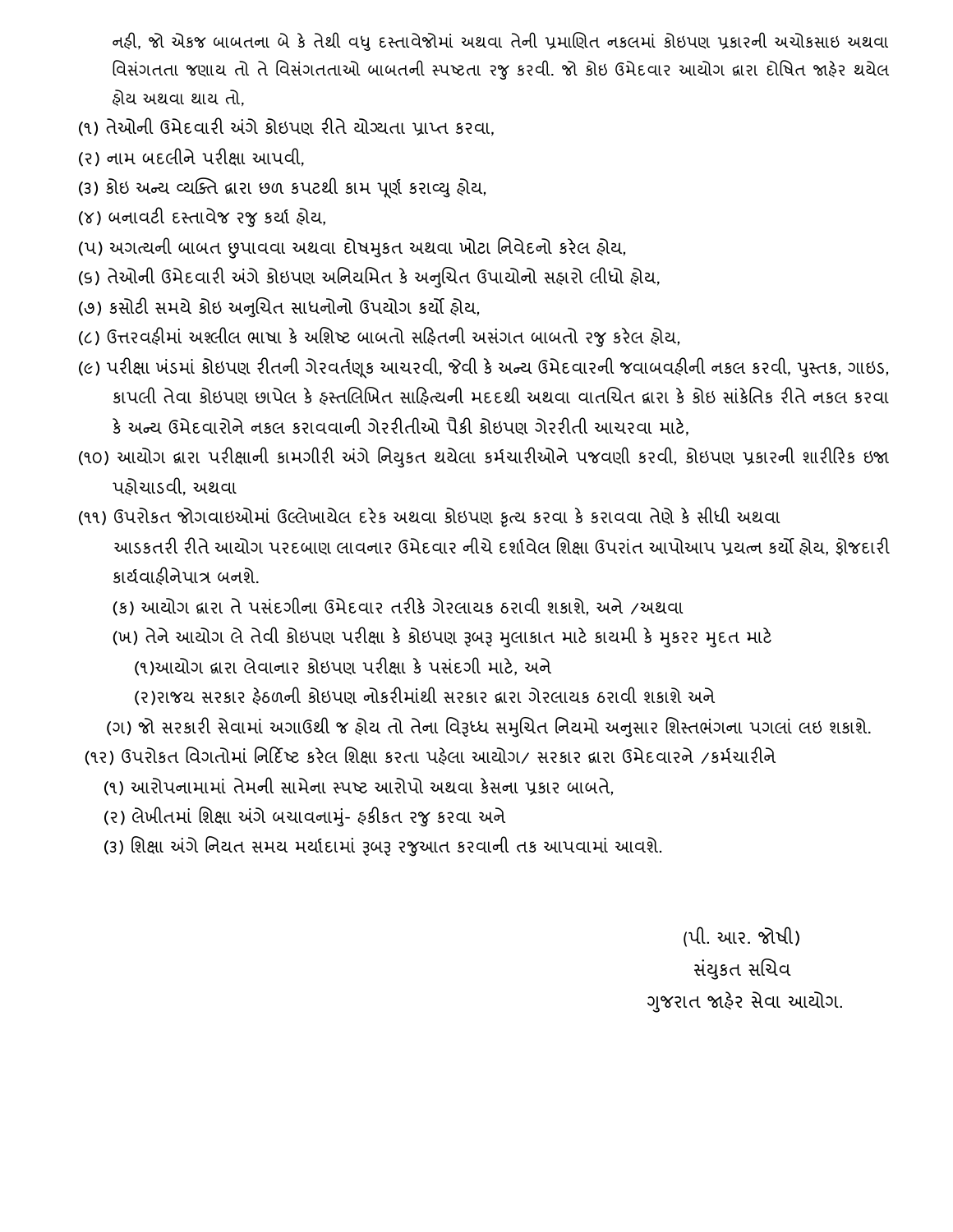નહી, જો એકજ બાબતના બે કે તેથી વધુ દસ્તાવેજોમાં અથવા તેની પ્રમાણિત નકલમાં કોઇપણ પ્રકારની અચોકસાઇ અથવા વિસંગતતા જણાય તો તે વિસંગતતાઓ બાબતની સ્પષ્ટતા રજુ કરવી. જો કોઇ ઉમેદવાર આયોગ દ્વારા દોષિત જાહેર થયેલ હોય અથવા થાય તો,

(૧) તેઓની ઉમેદવારી અંગે કોઇપણ રીતે યોગ્યતા પ્રાપ્ત કરવા,

(૨) નામ બદલીને પરીક્ષા આપવી,

(૩) કોઇ અન્ય વ્યક્તિ દ્વારા છળ કપટથી કામ પૂર્ણ કરાવ્યુ હોય,

(૪) બનાવટી દસ્તાવેજ રજુ કર્યા હોય,

(૫) અગત્યની બાબત છુપાવવા અથવા દોષમુકત અથવા ખોટા નિવેદનો કરેલ હોય,

(૬) તેઓની ઉમેદવારી અંગે કોઇપણ અનિયમિત કે અનુચિત ઉપાયોનો સહારો લીધો હોય,

(૭) કસોટી સમયે કોઇ અનુચિત સાધનોનો ઉપયોગ કર્યો હોય,

(૮) ઉત્તરવહીમાં અશ્લીલ ભાષા કે અશિષ્ટ બાબતો સહિતની અસંગત બાબતો રજુ કરેલ હોય,

(૯) પરીક્ષા ખંડમાં કોઇપણ રીતની ગેરવર્તણૂક આચરવી, જેવી કે અન્ય ઉમેદવારની જવાબવહીની નકલ કરવી, પુસ્તક, ગાઇડ, કાપલી તેવા કોઇપણ છાપેલ કે હસ્તલિખિત સાહિત્યની મદદથી અથવા વાતચિત દ્વારા કે કોઇ સાંકેતિક રીતે નકલ કરવા કે અન્ય ઉમેદવારોને નકલ કરાવવાની ગેરરીતીઓ પૈકી કોઇપણ ગેરરીતી આચરવા માટે,

(૧૦) આયોગ દ્વારા પરીક્ષાની કામગીરી અંગે નિયુકત થયેલા કર્મચારીઓને પજવણી કરવી, કોઇપણ પ્રકારની શારીરિક ઇજા પહોચાડવી, અથવા

(૧૧) ઉપરોકત જોગવાઇઓમાં ઉલ્લેખાયેલ દરેક અથવા કોઇપણ કૃત્ય કરવા કે કરાવવા તેણે કે સીધી અથવા આડકતરી રીતે આયોગ પરદબાણ લાવનાર ઉમેદવાર નીચે દર્શાવેલ શિક્ષા ઉપરાંત આપોઆપ પ્રયત્ન કર્યો હોય, ફોજદારી કાર્યવાહીનેપાત્ર બનશે.

(ક) આયોગ દ્વારા તે પસંદગીના ઉમેદવાર તરીકે ગેરલાયક ઠરાવી શકાશે, અને /અથવા

(ખ) તેને આયોગ લે તેવી કોઇપણ પરીક્ષા કે કોઇપણ રૂબરૂ મુલાકાત માટે કાયમી કે મુકરર મુદત માટે

(૧)આયોગ દ્વારા લેવાનાર કોઇપણ પરીક્ષા કે પસંદગી માટે, અને

(૨)રાજય સરકાર હેઠળની કોઇપણ નોકરીમાંથી સરકાર દ્વારા ગેરલાયક ઠરાવી શકાશે અને

(ગ) જો સરકારી સેવામાં અગાઉથી જ હોય તો તેના વિરૂધ્ધ સમુચિત નિયમો અનુસાર શિસ્તભંગના પગલાં લઇ શકાશે.

(૧૨) ઉપરોકત વિગતોમાં નિર્દિષ્ટ કરેલ શિક્ષા કરતા પહેલા આયોગ/ સરકાર દ્વારા ઉમેદવારને /કર્મચારીને

(૧) આરોપનામામાં તેમની સામેના સ્પષ્ટ આરોપો અથવા કેસના પ્રકાર બાબતે,

(૨) લેખીતમાં શિક્ષા અંગે બચાવનામું- હકીકત રજુ કરવા અને

(૩) શિક્ષા અંગે નિયત સમય મર્યાદામાં રૂબરૂ રજુઆત કરવાની તક આપવામાં આવશે.

(પી. આર. જોષી)
સંયુકત સચિવ
ગુજરાત જાહેર સેવા આયોગ.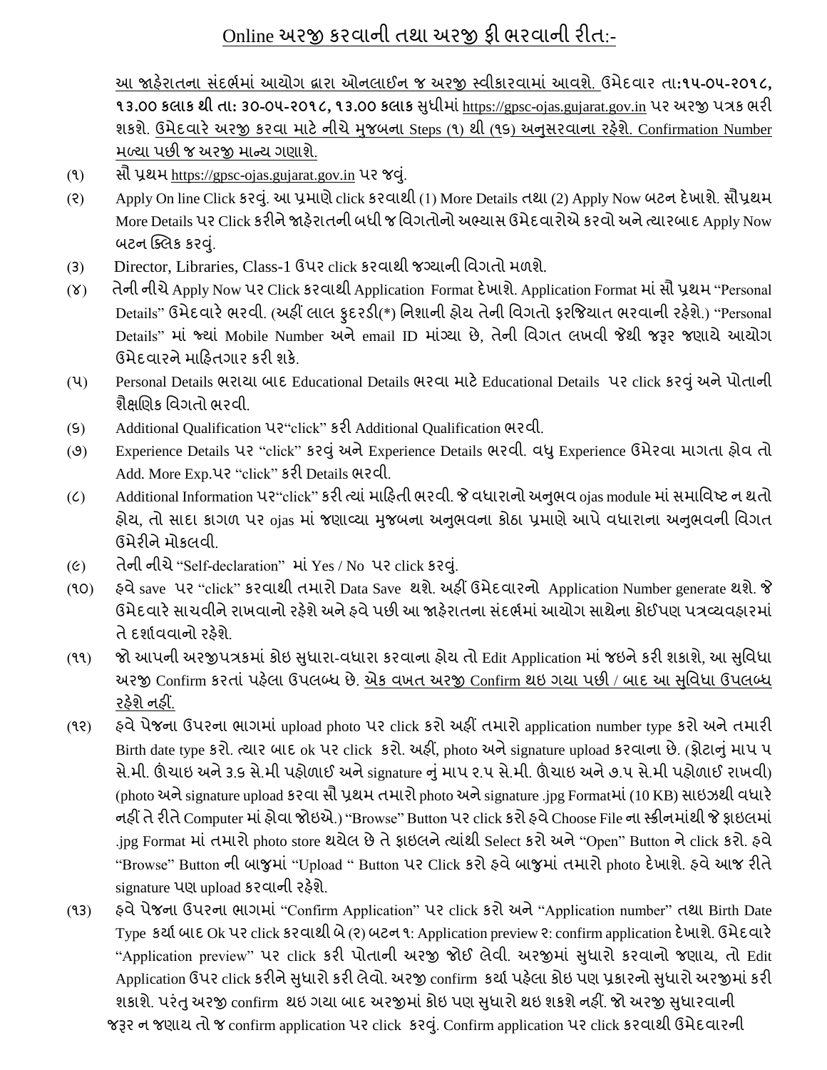# Online અરજી કરવાની તથા અરજી ફી ભરવાની રીત:-

આ જાહેરાતના સંદર્ભમાં આયોગ દ્વારા ઓનલાઈન જ અરજી સ્વીકારવામાં આવશે. ઉમેદવાર **તા:૧૫-૦૫-૨૦૧૮, ૧૩.૦૦ કલાક થી તા: ૩૦-૦૫-૨૦૧૮, ૧૩.૦૦ કલાક** સુધીમાં https://gpsc-ojas.gujarat.gov.in પર અરજી પત્રક ભરી શકશે. ઉમેદવારે અરજી કરવા માટે નીચે મુજબના Steps (૧) થી (૧૬) અનુસરવાના રહેશે. Confirmation Number મળ્યા પછી જ અરજી માન્ય ગણાશે.

(૧) સૌ પ્રથમ https://gpsc-ojas.gujarat.gov.in પર જવું.

(૨) Apply On line Click કરવું. આ પ્રમાણે click કરવાથી (1) More Details તથા (2) Apply Now બટન દેખાશે. સૌપ્રથમ More Details પર Click કરીને જાહેરાતની બધી જ વિગતોનો અભ્યાસ ઉમેદવારોએ કરવો અને ત્યારબાદ Apply Now બટન ક્લિક કરવું.

(3) Director, Libraries, Class-1 ઉપર click કરવાથી જગ્યાની વિગતો મળશે.

(૪) તેની નીચે Apply Now પર Click કરવાથી Application Format દેખાશે. Application Format માં સૌ પ્રથમ "Personal Details" ઉમેદવારે ભરવી. (અહીં લાલ ફુદરડી(*) નિશાની હોય તેની વિગતો ફરજિયાત ભરવાની રહેશે.) "Personal Details" માં જ્યાં Mobile Number અને email ID માંગ્યા છે, તેની વિગત લખવી જેથી જરૂર જણાયે આયોગ ઉમેદવારને માહિતગાર કરી શકે.

(૫) Personal Details ભરાયા બાદ Educational Details ભરવા માટે Educational Details પર click કરવું અને પોતાની શૈક્ષણિક વિગતો ભરવી.

(૬) Additional Qualification પર"click" કરી Additional Qualification ભરવી.

(૭) Experience Details પર "click" કરવું અને Experience Details ભરવી. વધુ Experience ઉમેરવા માગતા હોવ તો Add. More Exp.પર "click" કરી Details ભરવી.

(૮) Additional Information પર"click" કરી ત્યાં માહિતી ભરવી. જે વધારાનો અનુભવ ojas module માં સમાવિષ્ટ ન થતો હોય, તો સાદા કાગળ પર ojas માં જણાવ્યા મુજબના અનુભવના કોઠા પ્રમાણે આપે વધારાના અનુભવની વિગત ઉમેરીને મોકલવી.

(૯) તેની નીચે "Self-declaration" માં Yes / No પર click કરવું.

(૧૦) હવે save પર "click" કરવાથી તમારો Data Save થશે. અહીં ઉમેદવારનો Application Number generate થશે. જે ઉમેદવારે સાચવીને રાખવાનો રહેશે અને હવે પછી આ જાહેરાતના સંદર્ભમાં આયોગ સાથેના કોઈપણ પત્રવ્યવહારમાં તે દર્શાવવાનો રહેશે.

(૧૧) જો આપની અરજીપત્રકમાં કોઇ સુધારા-વધારા કરવાના હોય તો Edit Application માં જઇને કરી શકાશે, આ સુવિધા અરજી Confirm કરતાં પહેલા ઉપલબ્ધ છે. એક વખત અરજી Confirm થઇ ગયા પછી / બાદ આ સુવિધા ઉપલબ્ધ રહેશે નહીં.

(૧૨) હવે પેજના ઉપરના ભાગમાં upload photo પર click કરો અહીં તમારો application number type કરો અને તમારી Birth date type કરો. ત્યાર બાદ ok પર click કરો. અહીં, photo અને signature upload કરવાના છે. (ફોટાનું માપ ૫ સે.મી. ઊંચાઇ અને ૩.૬ સે.મી પહોળાઈ અને signature નું માપ ૨.૫ સે.મી. ઊંચાઇ અને ૭.૫ સે.મી પહોળાઈ રાખવી) (photo અને signature upload કરવા સૌ પ્રથમ તમારો photo અને signature .jpg Formatમાં (10 KB) સાઇઝથી વધારે નહીં તે રીતે Computer માં હોવા જોઇએ.) "Browse" Button પર click કરો હવે Choose File ના સ્ક્રીનમાંથી જે ફાઇલમાં .jpg Format માં તમારો photo store થયેલ છે તે ફાઇલને ત્યાંથી Select કરો અને "Open" Button ને click કરો. હવે "Browse" Button ની બાજુમાં "Upload " Button પર Click કરો હવે બાજુમાં તમારો photo દેખાશે. હવે આજ રીતે signature પણ upload કરવાની રહેશે.

(૧૩) હવે પેજના ઉપરના ભાગમાં "Confirm Application" પર click કરો અને "Application number" તથા Birth Date Type કર્યા બાદ Ok પર click કરવાથી બે (૨) બટન ૧: Application preview ૨: confirm application દેખાશે. ઉમેદવારે "Application preview" પર click કરી પોતાની અરજી જોઈ લેવી. અરજીમાં સુધારો કરવાનો જણાય, તો Edit Application ઉપર click કરીને સુધારો કરી લેવો. અરજી confirm કર્યા પહેલા કોઇ પણ પ્રકારનો સુધારો અરજીમાં કરી શકાશે. પરંતુ અરજી confirm થઇ ગયા બાદ અરજીમાં કોઇ પણ સુધારો થઇ શકશે નહીં. જો અરજી સુધારવાની જરૂર ન જણાય તો જ confirm application પર click કરવું. Confirm application પર click કરવાથી ઉમેદવારની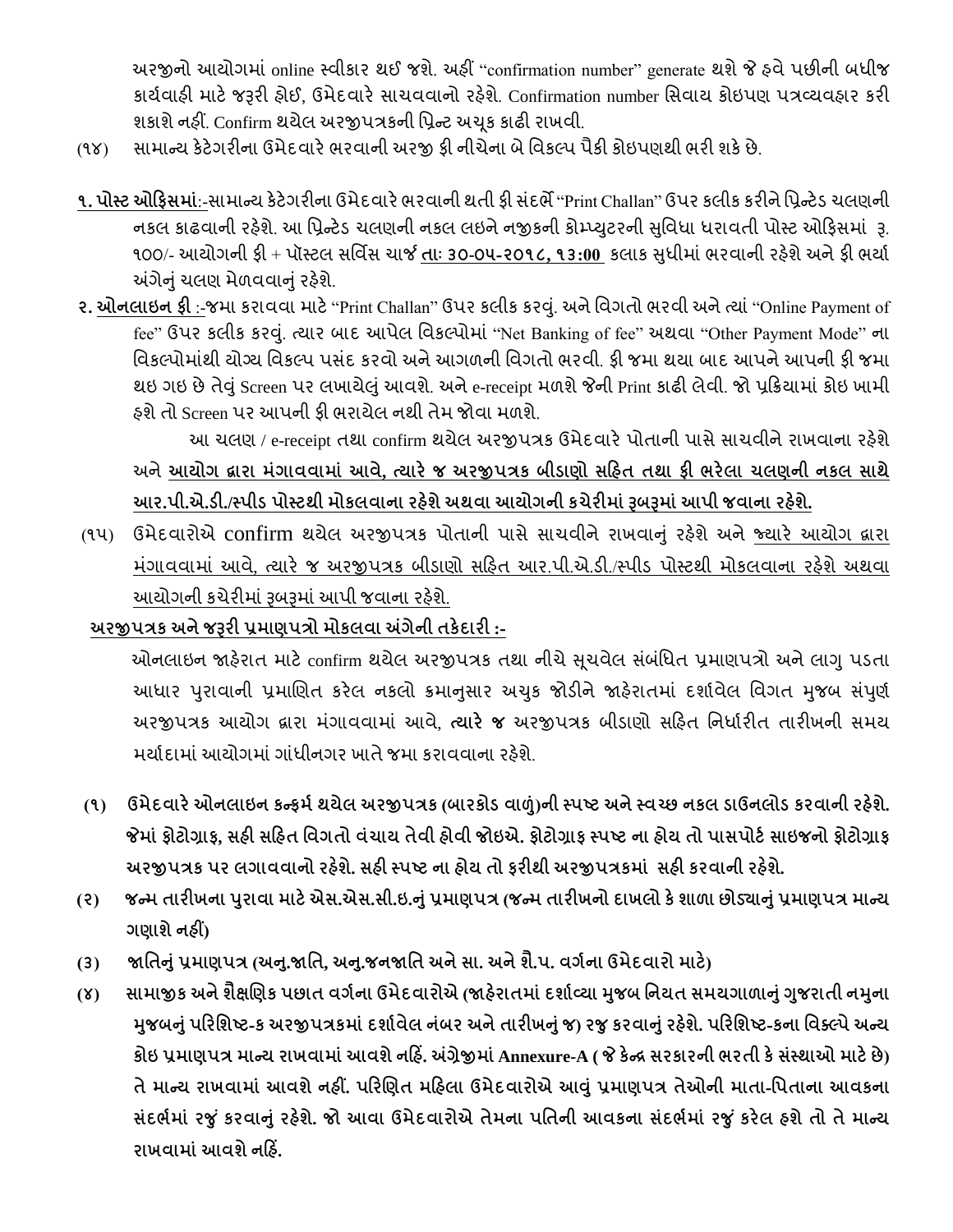અરજીનો આયોગમાં online સ્વીકાર થઈ જશે. અહીં "confirmation number" generate થશે જે હવે પછીની બધીજ કાર્યવાહી માટે જરૂરી હોઈ, ઉમેદવારે સાચવવાનો રહેશે. Confirmation number સિવાય કોઇપણ પત્રવ્યવહાર કરી શકાશે નહીં. Confirm થયેલ અરજીપત્રકની પ્રિન્ટ અચૂક કાઢી રાખવી.

(૧૪) સામાન્ય કેટેગરીના ઉમેદવારે ભરવાની અરજી ફી નીચેના બે વિકલ્પ પૈકી કોઇપણથી ભરી શકે છે.

**૧. <u>પોસ્ટ ઓફિસમાં</u>**:-સામાન્ય કેટેગરીના ઉમેદવારે ભરવાની થતી ફી સંદર્ભે "Print Challan" ઉપર કલીક કરીને પ્રિન્ટેડ ચલણની નકલ કાઢવાની રહેશે. આ પ્રિન્ટેડ ચલણની નકલ લઇને નજીકની કોમ્પ્યુટરની સુવિધા ધરાવતી પોસ્ટ ઓફિસમાં રૂ. ૧૦૦/- આયોગની ફી + પૉસ્ટલ સર્વિસ ચાર્જ <u>**તાઃ ૩૦-૦૫-૨૦૧૮, ૧૩:૦૦**</u> કલાક સુધીમાં ભરવાની રહેશે અને ફી ભર્યા અંગેનું ચલણ મેળવવાનું રહેશે.

**૨. <u>ઓનલાઇન ફી</u>** :-જમા કરાવવા માટે "Print Challan" ઉપર કલીક કરવું. અને વિગતો ભરવી અને ત્યાં "Online Payment of fee" ઉપર કલીક કરવું. ત્યાર બાદ આપેલ વિકલ્પોમાં "Net Banking of fee" અથવા "Other Payment Mode" ના વિકલ્પોમાંથી યોગ્ય વિકલ્પ પસંદ કરવો અને આગળની વિગતો ભરવી. ફી જમા થયા બાદ આપને આપની ફી જમા થઇ ગઇ છે તેવું Screen પર લખાયેલું આવશે. અને e-receipt મળશે જેની Print કાઢી લેવી. જો પ્રક્રિયામાં કોઇ ખામી હશે તો Screen પર આપની ફી ભરાયેલ નથી તેમ જોવા મળશે.

આ ચલણ / e-receipt તથા confirm થયેલ અરજીપત્રક ઉમેદવારે પોતાની પાસે સાચવીને રાખવાના રહેશે અને **<u>આયોગ દ્વારા મંગાવવામાં આવે, ત્યારે જ અરજીપત્રક બીડાણો સહિત તથા ફી ભરેલા ચલણની નકલ સાથે આર.પી.એ.ડી./સ્પીડ પોસ્ટથી મોકલવાના રહેશે અથવા આયોગની કચેરીમાં રૂબરૂમાં આપી જવાના રહેશે.</u>**

(૧૫) ઉમેદવારોએ confirm થયેલ અરજીપત્રક પોતાની પાસે સાચવીને રાખવાનું રહેશે અને <u>જ્યારે આયોગ દ્વારા મંગાવવામાં આવે, ત્યારે જ અરજીપત્રક બીડાણો સહિત આર.પી.એ.ડી./સ્પીડ પોસ્ટથી મોકલવાના રહેશે અથવા આયોગની કચેરીમાં રૂબરૂમાં આપી જવાના રહેશે.</u>

**<u>અરજીપત્રક અને જરૂરી પ્રમાણપત્રો મોકલવા અંગેની તકેદારી :-</u>**

ઓનલાઇન જાહેરાત માટે confirm થયેલ અરજીપત્રક તથા નીચે સૂચવેલ સંબંધિત પ્રમાણપત્રો અને લાગુ પડતા આધાર પુરાવાની પ્રમાણિત કરેલ નકલો ક્રમાનુસાર અચુક જોડીને જાહેરાતમાં દર્શાવેલ વિગત મુજબ સંપુર્ણ અરજીપત્રક આયોગ દ્વારા મંગાવવામાં આવે, **ત્યારે જ** અરજીપત્રક બીડાણો સહિત નિર્ધારીત તારીખની સમય મર્યાદામાં આયોગમાં ગાંધીનગર ખાતે જમા કરાવવાના રહેશે.

**(૧) ઉમેદવારે ઓનલાઇન કન્ફર્મ થયેલ અરજીપત્રક (બારકોડ વાળું)ની સ્પષ્ટ અને સ્વચ્છ નકલ ડાઉનલોડ કરવાની રહેશે. જેમાં ફોટોગ્રાફ, સહી સહિત વિગતો વંચાય તેવી હોવી જોઇએ. ફોટોગ્રાફ સ્પષ્ટ ના હોય તો પાસપોર્ટ સાઇજનો ફોટોગ્રાફ અરજીપત્રક પર લગાવવાનો રહેશે. સહી સ્પષ્ટ ના હોય તો ફરીથી અરજીપત્રકમાં સહી કરવાની રહેશે.**

**(૨) જન્મ તારીખના પુરાવા માટે એસ.એસ.સી.ઇ.નું પ્રમાણપત્ર (જન્મ તારીખનો દાખલો કે શાળા છોડ્યાનું પ્રમાણપત્ર માન્ય ગણાશે નહીં)**

**(૩) જાતિનું પ્રમાણપત્ર (અનુ.જાતિ, અનુ.જનજાતિ અને સા. અને શૈ.પ. વર્ગના ઉમેદવારો માટે)**

**(૪) સામાજીક અને શૈક્ષણિક પછાત વર્ગના ઉમેદવારોએ (જાહેરાતમાં દર્શાવ્યા મુજબ નિયત સમયગાળાનું ગુજરાતી નમુના મુજબનું પરિશિષ્ટ-ક અરજીપત્રકમાં દર્શાવેલ નંબર અને તારીખનું જ) રજુ કરવાનું રહેશે. પરિશિષ્ટ-કના વિકલ્પે અન્ય કોઇ પ્રમાણપત્ર માન્ય રાખવામાં આવશે નહિં. અંગ્રેજીમાં Annexure-A ( જે કેન્દ્ર સરકારની ભરતી કે સંસ્થાઓ માટે છે) તે માન્ય રાખવામાં આવશે નહીં. પરિણિત મહિલા ઉમેદવારોએ આવું પ્રમાણપત્ર તેઓની માતા-પિતાના આવકના સંદર્ભમાં રજું કરવાનું રહેશે. જો આવા ઉમેદવારોએ તેમના પતિની આવકના સંદર્ભમાં રજું કરેલ હશે તો તે માન્ય રાખવામાં આવશે નહિં.**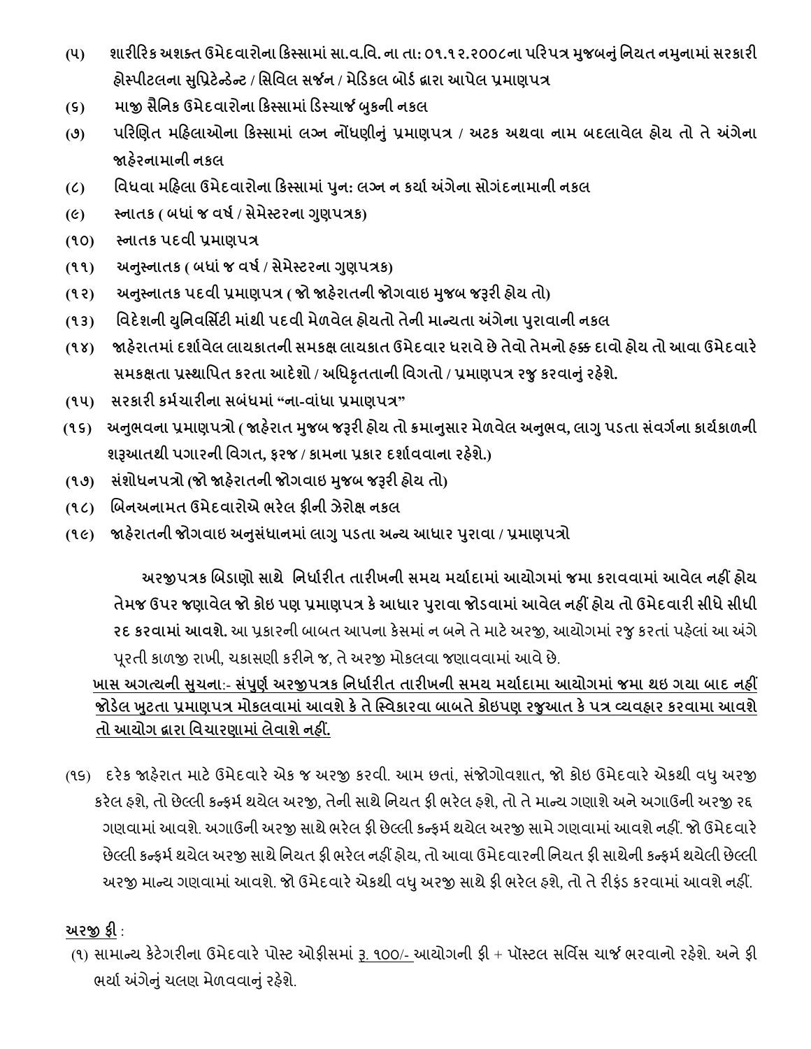**(૫) શારીરિક અશક્ત ઉમેદવારોના કિસ્સામાં સા.વ.વિ. ના તા: ૦૧.૧૨.૨૦૦૮ના પરિપત્ર મુજબનું નિયત નમુનામાં સરકારી હોસ્પીટલના સુપ્રિટેન્ડેન્ટ / સિવિલ સર્જન / મેડિકલ બોર્ડ દ્વારા આપેલ પ્રમાણપત્ર**

**(૬) માજી સૈનિક ઉમેદવારોના કિસ્સામાં ડિસ્ચાર્જ બુકની નકલ**

**(૭) પરિણિત મહિલાઓના કિસ્સામાં લગ્ન નોંધણીનું પ્રમાણપત્ર / અટક અથવા નામ બદલાવેલ હોય તો તે અંગેના જાહેરનામાની નકલ**

**(૮) વિધવા મહિલા ઉમેદવારોના કિસ્સામાં પુન: લગ્ન ન કર્યા અંગેના સોગંદનામાની નકલ**

**(૯) સ્નાતક ( બધાં જ વર્ષ / સેમેસ્ટરના ગુણપત્રક)**

**(૧૦) સ્નાતક પદવી પ્રમાણપત્ર**

**(૧૧) અનુસ્નાતક ( બધાં જ વર્ષ / સેમેસ્ટરના ગુણપત્રક)**

**(૧૨) અનુસ્નાતક પદવી પ્રમાણપત્ર ( જો જાહેરાતની જોગવાઇ મુજબ જરૂરી હોય તો)**

**(૧૩) વિદેશની યુનિવર્સિટી માંથી પદવી મેળવેલ હોયતો તેની માન્યતા અંગેના પુરાવાની નકલ**

**(૧૪) જાહેરાતમાં દર્શાવેલ લાયકાતની સમકક્ષ લાયકાત ઉમેદવાર ધરાવે છે તેવો તેમનો હક્ક દાવો હોય તો આવા ઉમેદવારે સમકક્ષતા પ્રસ્થાપિત કરતા આદેશો / અધિકૃતતાની વિગતો / પ્રમાણપત્ર રજુ કરવાનું રહેશે.**

**(૧૫) સરકારી કર્મચારીના સબંધમાં "ના-વાંધા પ્રમાણપત્ર"**

**(૧૬) અનુભવના પ્રમાણપત્રો ( જાહેરાત મુજબ જરૂરી હોય તો ક્રમાનુસાર મેળવેલ અનુભવ, લાગુ પડતા સંવર્ગના કાર્યકાળની શરૂઆતથી પગારની વિગત, ફરજ / કામના પ્રકાર દર્શાવવાના રહેશે.)**

**(૧૭) સંશોધનપત્રો (જો જાહેરાતની જોગવાઇ મુજબ જરૂરી હોય તો)**

**(૧૮) બિનઅનામત ઉમેદવારોએ ભરેલ ફીની ઝેરોક્ષ નકલ**

**(૧૯) જાહેરાતની જોગવાઇ અનુસંધાનમાં લાગુ પડતા અન્ય આધાર પુરાવા / પ્રમાણપત્રો**

**અરજીપત્રક બિડાણો સાથે નિર્ધારીત તારીખની સમય મર્યાદામાં આયોગમાં જમા કરાવવામાં આવેલ નહીં હોય તેમજ ઉપર જણાવેલ જો કોઇ પણ પ્રમાણપત્ર કે આધાર પુરાવા જોડવામાં આવેલ નહીં હોય તો ઉમેદવારી સીધે સીધી રદ કરવામાં આવશે.** આ પ્રકારની બાબત આપના કેસમાં ન બને તે માટે અરજી, આયોગમાં રજુ કરતાં પહેલાં આ અંગે પૂરતી કાળજી રાખી, ચકાસણી કરીને જ, તે અરજી મોકલવા જણાવવામાં આવે છે.

**<u>ખાસ અગત્યની સુચના:- સંપુર્ણ અરજીપત્રક નિર્ધારીત તારીખની સમય મર્યાદામા આયોગમાં જમા થઇ ગયા બાદ નહીં જોડેલ ખુટતા પ્રમાણપત્ર મોકલવામાં આવશે કે તે સ્વિકારવા બાબતે કોઇપણ રજુઆત કે પત્ર વ્યવહાર કરવામા આવશે તો આયોગ દ્વારા વિચારણામાં લેવાશે નહીં.</u>**

(૧૬) દરેક જાહેરાત માટે ઉમેદવારે એક જ અરજી કરવી. આમ છતાં, સંજોગોવશાત, જો કોઇ ઉમેદવારે એકથી વધુ અરજી કરેલ હશે, તો છેલ્લી કન્ફર્મ થયેલ અરજી, તેની સાથે નિયત ફી ભરેલ હશે, તો તે માન્ય ગણાશે અને અગાઉની અરજી રદ ગણવામાં આવશે. અગાઉની અરજી સાથે ભરેલ ફી છેલ્લી કન્ફર્મ થયેલ અરજી સામે ગણવામાં આવશે નહીં. જો ઉમેદવારે છેલ્લી કન્ફર્મ થયેલ અરજી સાથે નિયત ફી ભરેલ નહીં હોય, તો આવા ઉમેદવારની નિયત ફી સાથેની કન્ફર્મ થયેલી છેલ્લી અરજી માન્ય ગણવામાં આવશે. જો ઉમેદવારે એકથી વધુ અરજી સાથે ફી ભરેલ હશે, તો તે રીફંડ કરવામાં આવશે નહીં.

**<u>અરજી ફી</u>** :

(૧) સામાન્ય કેટેગરીના ઉમેદવારે પોસ્ટ ઓફીસમાં <u>રૂ. ૧૦૦/-</u> આયોગની ફી + પૉસ્ટલ સર્વિસ ચાર્જ ભરવાનો રહેશે. અને ફી ભર્યા અંગેનું ચલણ મેળવવાનું રહેશે.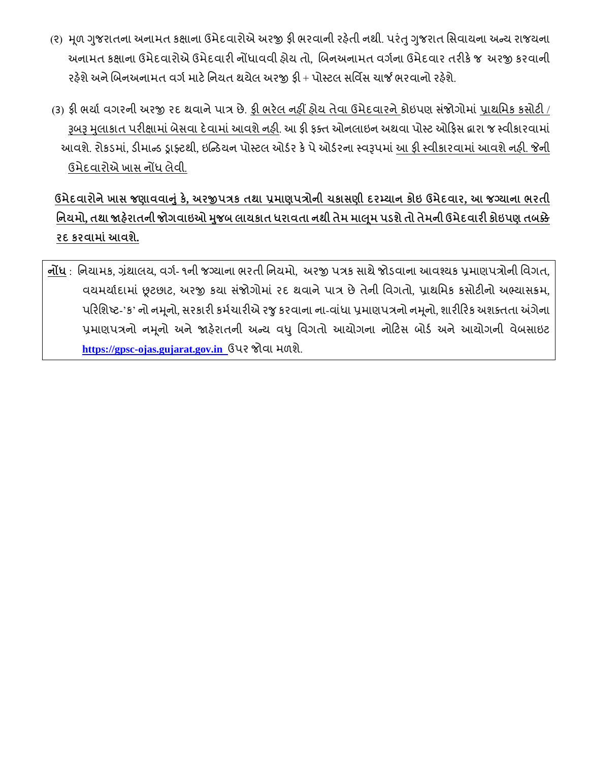(૨) મૂળ ગુજરાતના અનામત કક્ષાના ઉમેદવારોએ અરજી ફી ભરવાની રહેતી નથી. પરંતુ ગુજરાત સિવાયના અન્ય રાજયના અનામત કક્ષાના ઉમેદવારોએ ઉમેદવારી નોંધાવવી હોય તો, બિનઅનામત વર્ગના ઉમેદવાર તરીકે જ અરજી કરવાની રહેશે અને બિનઅનામત વર્ગ માટે નિયત થયેલ અરજી ફી + પોસ્ટલ સર્વિસ ચાર્જ ભરવાનો રહેશે.

(૩) ફી ભર્યા વગરની અરજી રદ થવાને પાત્ર છે. <u>ફી ભરેલ નહીં હોય તેવા ઉમેદવારને</u> કોઇપણ સંજોગોમાં <u>પ્રાથમિક કસોટી / રૂબરૂ મુલાકાત પરીક્ષામાં બેસવા દેવામાં આવશે નહી</u>. આ ફી ફક્ત ઓનલાઇન અથવા પોસ્ટ ઓફિસ દ્વારા જ સ્વીકારવામાં આવશે. રોકડમાં, ડીમાન્ડ ડ્રાફ્ટથી, ઇન્ડિયન પોસ્ટલ ઓર્ડર કે પે ઓર્ડરના સ્વરૂપમાં <u>આ ફી સ્વીકારવામાં આવશે નહી. જેની ઉમેદવારોએ ખાસ નોંધ લેવી.</u>

**<u>ઉમેદવારોને ખાસ જણાવવાનું કે, અરજીપત્રક તથા પ્રમાણપત્રોની ચકાસણી દરમ્યાન કોઇ ઉમેદવાર, આ જગ્યાના ભરતી નિયમો, તથા જાહેરાતની જોગવાઇઓ મુજબ લાયકાત ધરાવતા નથી તેમ માલૂમ પડશે તો તેમની ઉમેદવારી કોઇપણ તબક્કે રદ કરવામાં આવશે.</u>**

<u>નોંધ</u> : નિયામક, ગ્રંથાલય, વર્ગ- ૧ની જગ્યાના ભરતી નિયમો, અરજી પત્રક સાથે જોડવાના આવશ્યક પ્રમાણપત્રોની વિગત, વયમર્યાદામાં છૂટછાટ, અરજી કયા સંજોગોમાં રદ થવાને પાત્ર છે તેની વિગતો, પ્રાથમિક કસોટીનો અભ્યાસક્રમ, પરિશિષ્ટ-'ક' નો નમૂનો, સરકારી કર્મચારીએ રજુ કરવાના ના-વાંધા પ્રમાણપત્રનો નમૂનો, શારીરિક અશક્તતા અંગેના પ્રમાણપત્રનો નમૂનો અને જાહેરાતની અન્ય વધુ વિગતો આયોગના નોટિસ બોર્ડ અને આયોગની વેબસાઇટ **https://gpsc-ojas.gujarat.gov.in** ઉપર જોવા મળશે.